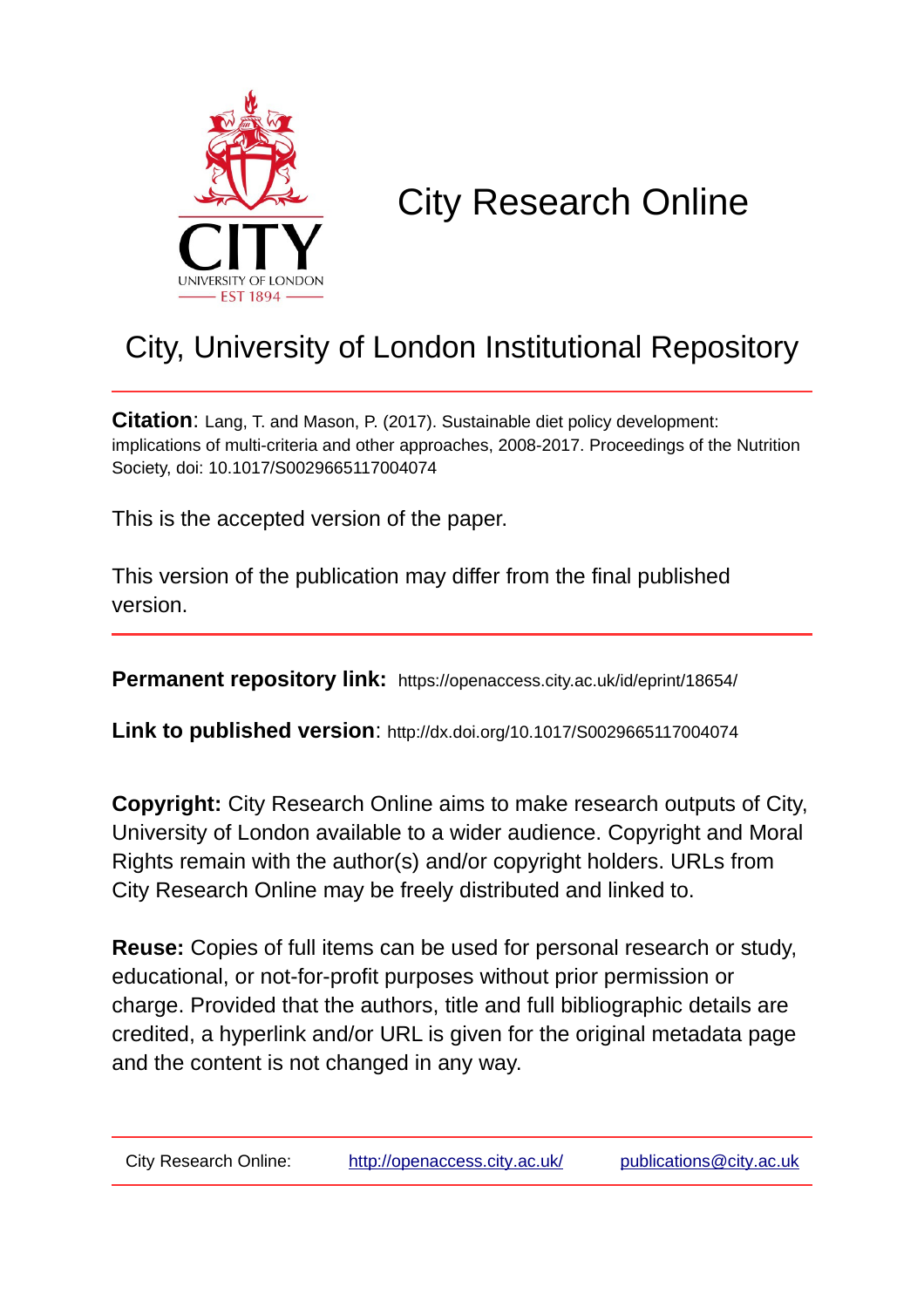# City Research Online

## City, University of London Institutional Repository

**Citation**: Lang, T. and Mason, P. (2017). Sustainable diet policy development: implications of multi-criteria and other approaches, 2008-2017. Proceedings of the Nutrition Society, doi: 10.1017/S0029665117004074

This is the accepted version of the paper.

This version of the publication may differ from the final published version.

**Permanent repository link:** https://openaccess.city.ac.uk/id/eprint/18654/

**Link to published version**: http://dx.doi.org/10.1017/S0029665117004074

**Copyright:** City Research Online aims to make research outputs of City, University of London available to a wider audience. Copyright and Moral Rights remain with the author(s) and/or copyright holders. URLs from City Research Online may be freely distributed and linked to.

**Reuse:** Copies of full items can be used for personal research or study, educational, or not-for-profit purposes without prior permission or charge. Provided that the authors, title and full bibliographic details are credited, a hyperlink and/or URL is given for the original metadata page and the content is not changed in any way.

City Research Online: http://openaccess.city.ac.uk/ publications@city.ac.uk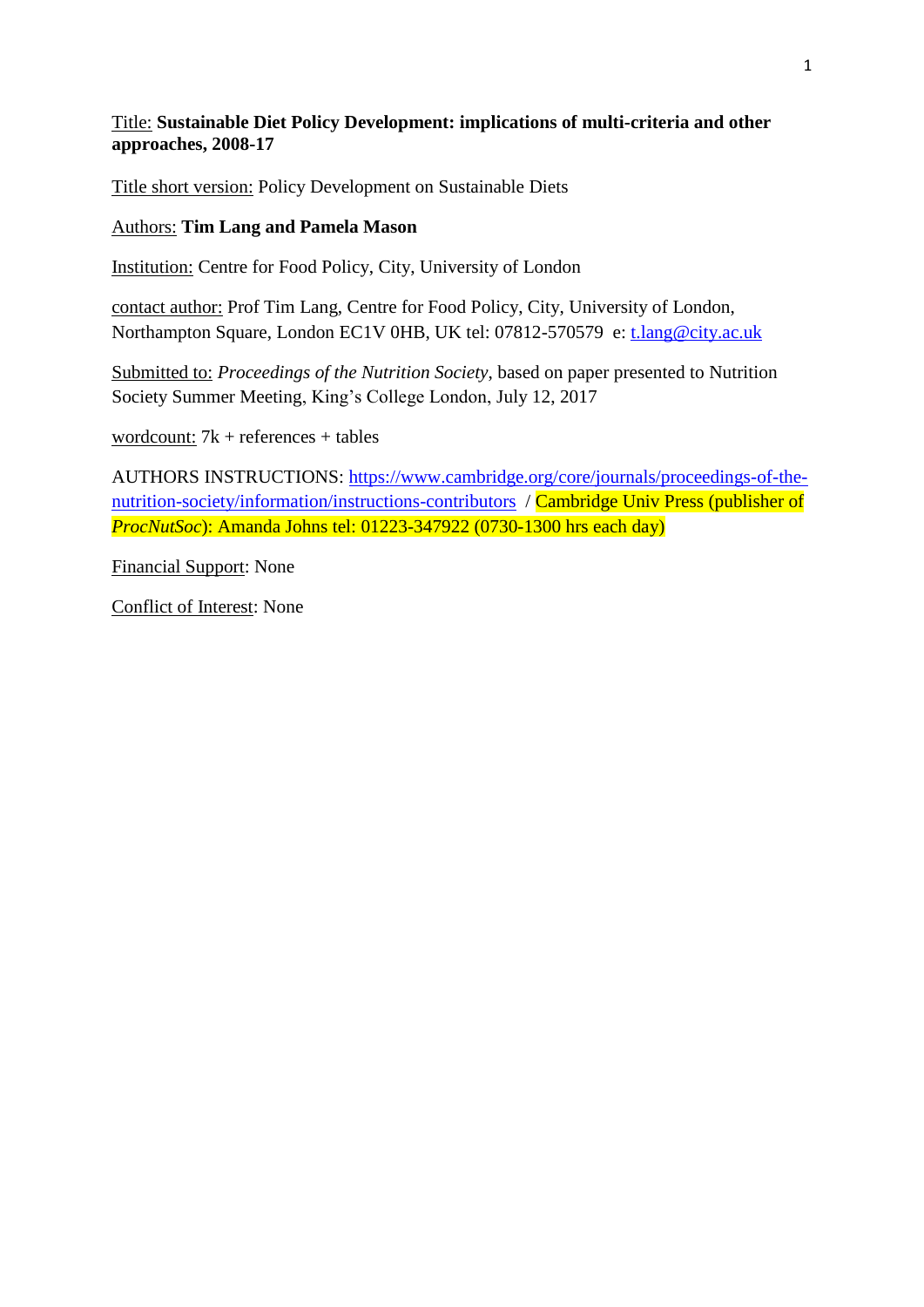Title: **Sustainable Diet Policy Development: implications of multi-criteria and other approaches, 2008-17**

Title short version: Policy Development on Sustainable Diets

Authors: **Tim Lang and Pamela Mason**

Institution: Centre for Food Policy, City, University of London

contact author: Prof Tim Lang, Centre for Food Policy, City, University of London, Northampton Square, London EC1V 0HB, UK tel: 07812-570579 e: t.lang@city.ac.uk

Submitted to: *Proceedings of the Nutrition Society*, based on paper presented to Nutrition Society Summer Meeting, King's College London, July 12, 2017

wordcount: 7k + references + tables

AUTHORS INSTRUCTIONS: https://www.cambridge.org/core/journals/proceedings-of-the-nutrition-society/information/instructions-contributors / Cambridge Univ Press (publisher of *ProcNutSoc*): Amanda Johns tel: 01223-347922 (0730-1300 hrs each day)

Financial Support: None

Conflict of Interest: None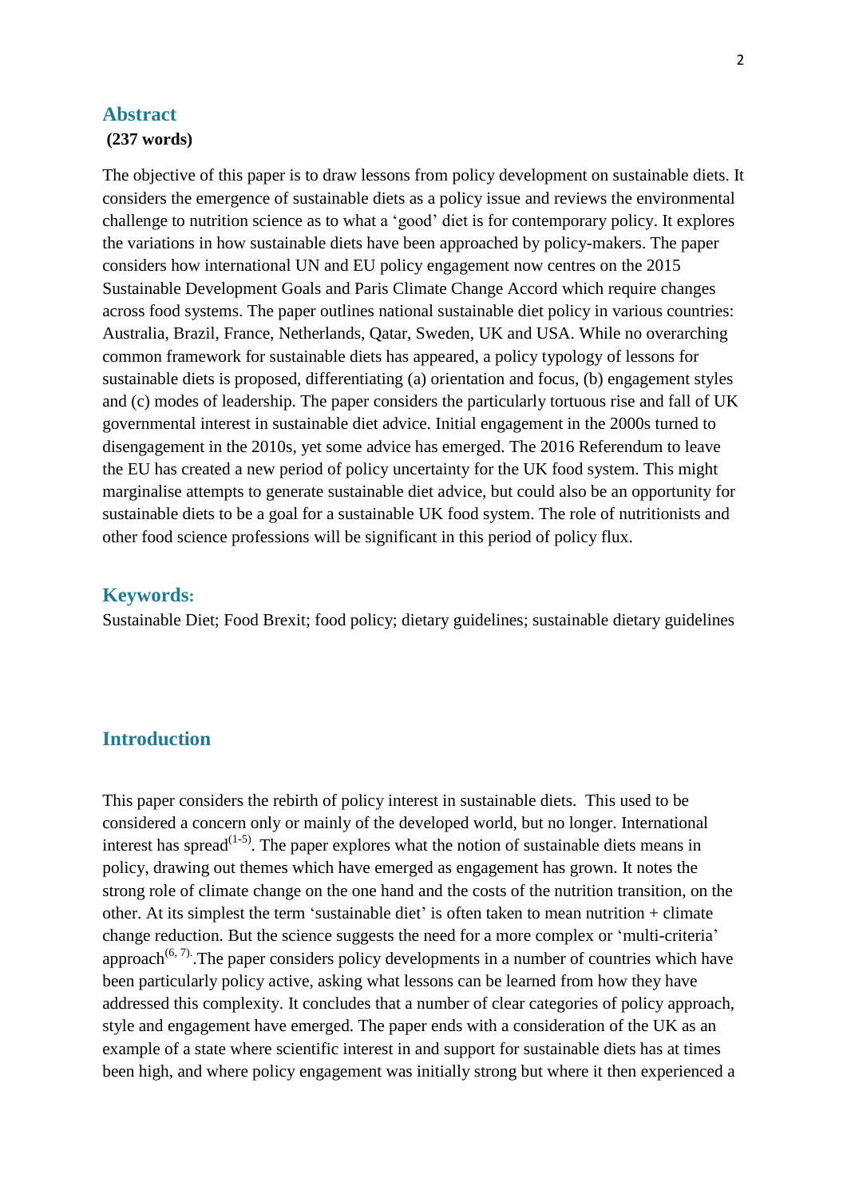## Abstract

**(237 words)**

The objective of this paper is to draw lessons from policy development on sustainable diets. It considers the emergence of sustainable diets as a policy issue and reviews the environmental challenge to nutrition science as to what a 'good' diet is for contemporary policy. It explores the variations in how sustainable diets have been approached by policy-makers. The paper considers how international UN and EU policy engagement now centres on the 2015 Sustainable Development Goals and Paris Climate Change Accord which require changes across food systems. The paper outlines national sustainable diet policy in various countries: Australia, Brazil, France, Netherlands, Qatar, Sweden, UK and USA. While no overarching common framework for sustainable diets has appeared, a policy typology of lessons for sustainable diets is proposed, differentiating (a) orientation and focus, (b) engagement styles and (c) modes of leadership. The paper considers the particularly tortuous rise and fall of UK governmental interest in sustainable diet advice. Initial engagement in the 2000s turned to disengagement in the 2010s, yet some advice has emerged. The 2016 Referendum to leave the EU has created a new period of policy uncertainty for the UK food system. This might marginalise attempts to generate sustainable diet advice, but could also be an opportunity for sustainable diets to be a goal for a sustainable UK food system. The role of nutritionists and other food science professions will be significant in this period of policy flux.

## Keywords:

Sustainable Diet; Food Brexit; food policy; dietary guidelines; sustainable dietary guidelines

## Introduction

This paper considers the rebirth of policy interest in sustainable diets. This used to be considered a concern only or mainly of the developed world, but no longer. International interest has spread[1-5]. The paper explores what the notion of sustainable diets means in policy, drawing out themes which have emerged as engagement has grown. It notes the strong role of climate change on the one hand and the costs of the nutrition transition, on the other. At its simplest the term 'sustainable diet' is often taken to mean nutrition + climate change reduction. But the science suggests the need for a more complex or 'multi-criteria' approach[6, 7]. The paper considers policy developments in a number of countries which have been particularly policy active, asking what lessons can be learned from how they have addressed this complexity. It concludes that a number of clear categories of policy approach, style and engagement have emerged. The paper ends with a consideration of the UK as an example of a state where scientific interest in and support for sustainable diets has at times been high, and where policy engagement was initially strong but where it then experienced a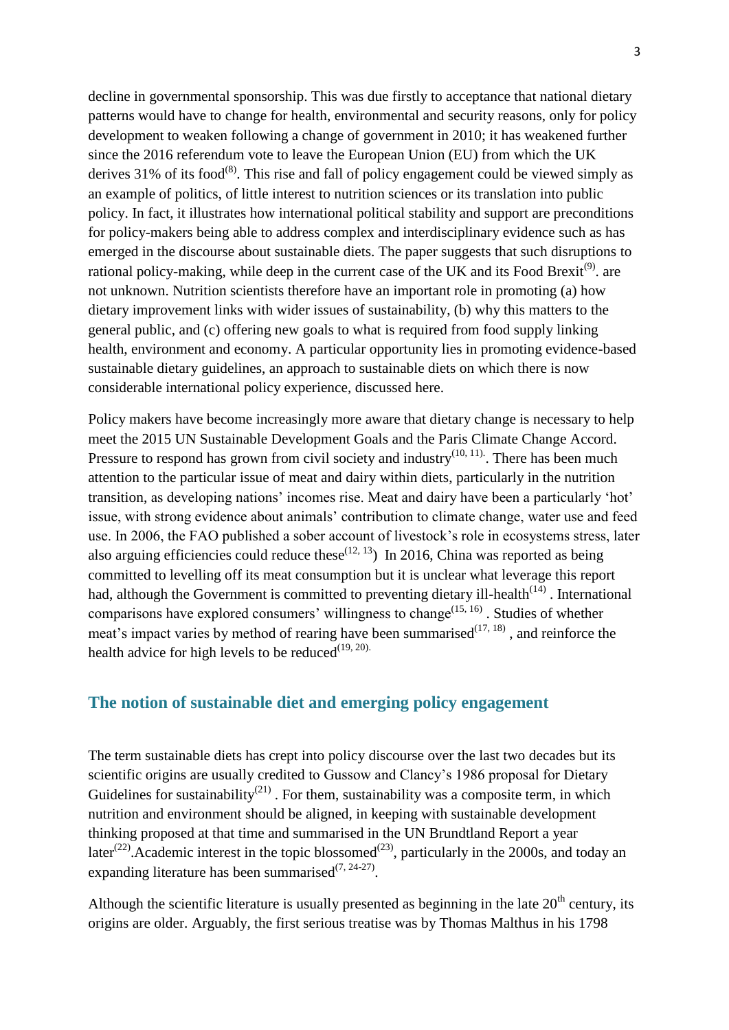decline in governmental sponsorship. This was due firstly to acceptance that national dietary patterns would have to change for health, environmental and security reasons, only for policy development to weaken following a change of government in 2010; it has weakened further since the 2016 referendum vote to leave the European Union (EU) from which the UK derives 31% of its food[8]. This rise and fall of policy engagement could be viewed simply as an example of politics, of little interest to nutrition sciences or its translation into public policy. In fact, it illustrates how international political stability and support are preconditions for policy-makers being able to address complex and interdisciplinary evidence such as has emerged in the discourse about sustainable diets. The paper suggests that such disruptions to rational policy-making, while deep in the current case of the UK and its Food Brexit[9]. are not unknown. Nutrition scientists therefore have an important role in promoting (a) how dietary improvement links with wider issues of sustainability, (b) why this matters to the general public, and (c) offering new goals to what is required from food supply linking health, environment and economy. A particular opportunity lies in promoting evidence-based sustainable dietary guidelines, an approach to sustainable diets on which there is now considerable international policy experience, discussed here.

Policy makers have become increasingly more aware that dietary change is necessary to help meet the 2015 UN Sustainable Development Goals and the Paris Climate Change Accord. Pressure to respond has grown from civil society and industry[10, 11]. There has been much attention to the particular issue of meat and dairy within diets, particularly in the nutrition transition, as developing nations' incomes rise. Meat and dairy have been a particularly 'hot' issue, with strong evidence about animals' contribution to climate change, water use and feed use. In 2006, the FAO published a sober account of livestock's role in ecosystems stress, later also arguing efficiencies could reduce these[12, 13]) In 2016, China was reported as being committed to levelling off its meat consumption but it is unclear what leverage this report had, although the Government is committed to preventing dietary ill-health[14] . International comparisons have explored consumers' willingness to change[15, 16] . Studies of whether meat's impact varies by method of rearing have been summarised[17, 18] , and reinforce the health advice for high levels to be reduced[19, 20].

## The notion of sustainable diet and emerging policy engagement

The term sustainable diets has crept into policy discourse over the last two decades but its scientific origins are usually credited to Gussow and Clancy's 1986 proposal for Dietary Guidelines for sustainability[21] . For them, sustainability was a composite term, in which nutrition and environment should be aligned, in keeping with sustainable development thinking proposed at that time and summarised in the UN Brundtland Report a year later[22].Academic interest in the topic blossomed[23], particularly in the 2000s, and today an expanding literature has been summarised[7, 24-27].

Although the scientific literature is usually presented as beginning in the late 20th century, its origins are older. Arguably, the first serious treatise was by Thomas Malthus in his 1798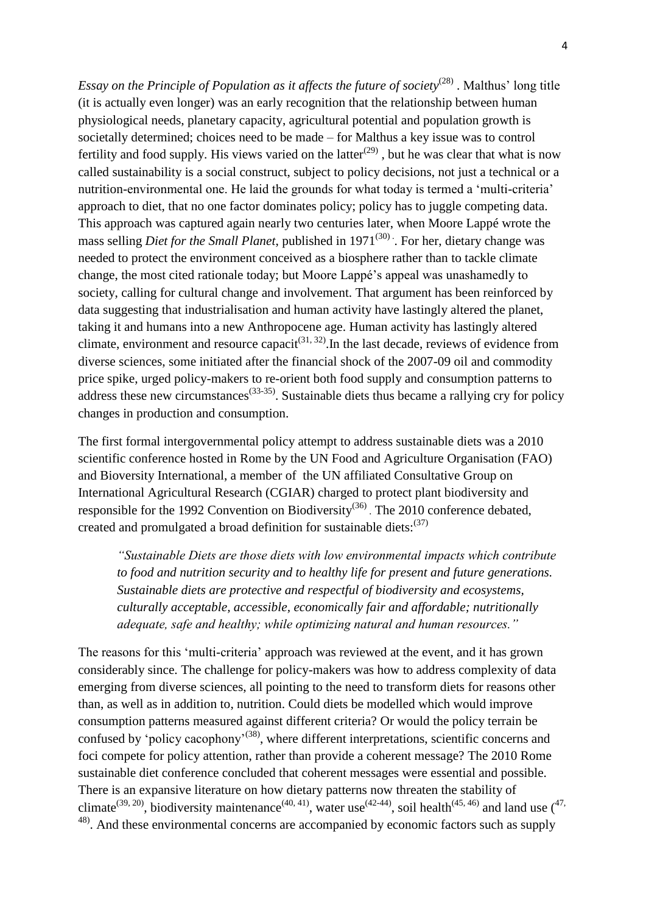*Essay on the Principle of Population as it affects the future of society*[28] . Malthus' long title (it is actually even longer) was an early recognition that the relationship between human physiological needs, planetary capacity, agricultural potential and population growth is societally determined; choices need to be made – for Malthus a key issue was to control fertility and food supply. His views varied on the latter[29] , but he was clear that what is now called sustainability is a social construct, subject to policy decisions, not just a technical or a nutrition-environmental one. He laid the grounds for what today is termed a 'multi-criteria' approach to diet, that no one factor dominates policy; policy has to juggle competing data. This approach was captured again nearly two centuries later, when Moore Lappé wrote the mass selling *Diet for the Small Planet*, published in 1971[30] . For her, dietary change was needed to protect the environment conceived as a biosphere rather than to tackle climate change, the most cited rationale today; but Moore Lappé's appeal was unashamedly to society, calling for cultural change and involvement. That argument has been reinforced by data suggesting that industrialisation and human activity have lastingly altered the planet, taking it and humans into a new Anthropocene age. Human activity has lastingly altered climate, environment and resource capacit[31, 32].In the last decade, reviews of evidence from diverse sciences, some initiated after the financial shock of the 2007-09 oil and commodity price spike, urged policy-makers to re-orient both food supply and consumption patterns to address these new circumstances[33-35]. Sustainable diets thus became a rallying cry for policy changes in production and consumption.

The first formal intergovernmental policy attempt to address sustainable diets was a 2010 scientific conference hosted in Rome by the UN Food and Agriculture Organisation (FAO) and Bioversity International, a member of the UN affiliated Consultative Group on International Agricultural Research (CGIAR) charged to protect plant biodiversity and responsible for the 1992 Convention on Biodiversity[36] . The 2010 conference debated, created and promulgated a broad definition for sustainable diets:[37]

> *"Sustainable Diets are those diets with low environmental impacts which contribute to food and nutrition security and to healthy life for present and future generations. Sustainable diets are protective and respectful of biodiversity and ecosystems, culturally acceptable, accessible, economically fair and affordable; nutritionally adequate, safe and healthy; while optimizing natural and human resources."*

The reasons for this 'multi-criteria' approach was reviewed at the event, and it has grown considerably since. The challenge for policy-makers was how to address complexity of data emerging from diverse sciences, all pointing to the need to transform diets for reasons other than, as well as in addition to, nutrition. Could diets be modelled which would improve consumption patterns measured against different criteria? Or would the policy terrain be confused by 'policy cacophony'[38], where different interpretations, scientific concerns and foci compete for policy attention, rather than provide a coherent message? The 2010 Rome sustainable diet conference concluded that coherent messages were essential and possible. There is an expansive literature on how dietary patterns now threaten the stability of climate[39, 20], biodiversity maintenance[40, 41], water use[42-44], soil health[45, 46] and land use ([47, 48]). And these environmental concerns are accompanied by economic factors such as supply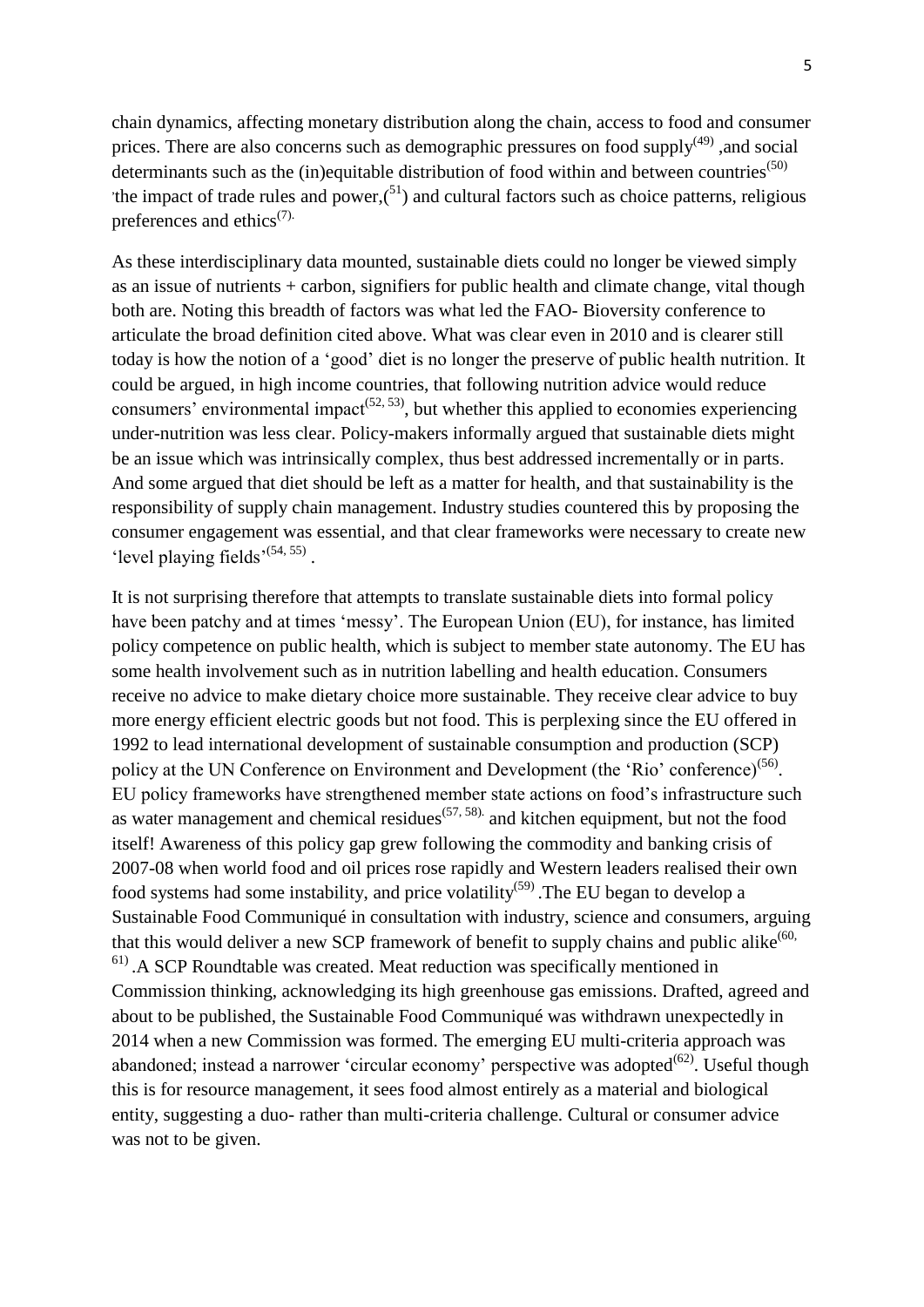chain dynamics, affecting monetary distribution along the chain, access to food and consumer prices. There are also concerns such as demographic pressures on food supply[49] ,and social determinants such as the (in)equitable distribution of food within and between countries[50] 'the impact of trade rules and power,([51]) and cultural factors such as choice patterns, religious preferences and ethics[7].

As these interdisciplinary data mounted, sustainable diets could no longer be viewed simply as an issue of nutrients + carbon, signifiers for public health and climate change, vital though both are. Noting this breadth of factors was what led the FAO- Bioversity conference to articulate the broad definition cited above. What was clear even in 2010 and is clearer still today is how the notion of a 'good' diet is no longer the preserve of public health nutrition. It could be argued, in high income countries, that following nutrition advice would reduce consumers' environmental impact[52, 53], but whether this applied to economies experiencing under-nutrition was less clear. Policy-makers informally argued that sustainable diets might be an issue which was intrinsically complex, thus best addressed incrementally or in parts. And some argued that diet should be left as a matter for health, and that sustainability is the responsibility of supply chain management. Industry studies countered this by proposing the consumer engagement was essential, and that clear frameworks were necessary to create new 'level playing fields'[54, 55] .

It is not surprising therefore that attempts to translate sustainable diets into formal policy have been patchy and at times 'messy'. The European Union (EU), for instance, has limited policy competence on public health, which is subject to member state autonomy. The EU has some health involvement such as in nutrition labelling and health education. Consumers receive no advice to make dietary choice more sustainable. They receive clear advice to buy more energy efficient electric goods but not food. This is perplexing since the EU offered in 1992 to lead international development of sustainable consumption and production (SCP) policy at the UN Conference on Environment and Development (the 'Rio' conference)[56]. EU policy frameworks have strengthened member state actions on food's infrastructure such as water management and chemical residues[57, 58]. and kitchen equipment, but not the food itself! Awareness of this policy gap grew following the commodity and banking crisis of 2007-08 when world food and oil prices rose rapidly and Western leaders realised their own food systems had some instability, and price volatility[59] .The EU began to develop a Sustainable Food Communiqué in consultation with industry, science and consumers, arguing that this would deliver a new SCP framework of benefit to supply chains and public alike[60, 61] .A SCP Roundtable was created. Meat reduction was specifically mentioned in Commission thinking, acknowledging its high greenhouse gas emissions. Drafted, agreed and about to be published, the Sustainable Food Communiqué was withdrawn unexpectedly in 2014 when a new Commission was formed. The emerging EU multi-criteria approach was abandoned; instead a narrower 'circular economy' perspective was adopted[62]. Useful though this is for resource management, it sees food almost entirely as a material and biological entity, suggesting a duo- rather than multi-criteria challenge. Cultural or consumer advice was not to be given.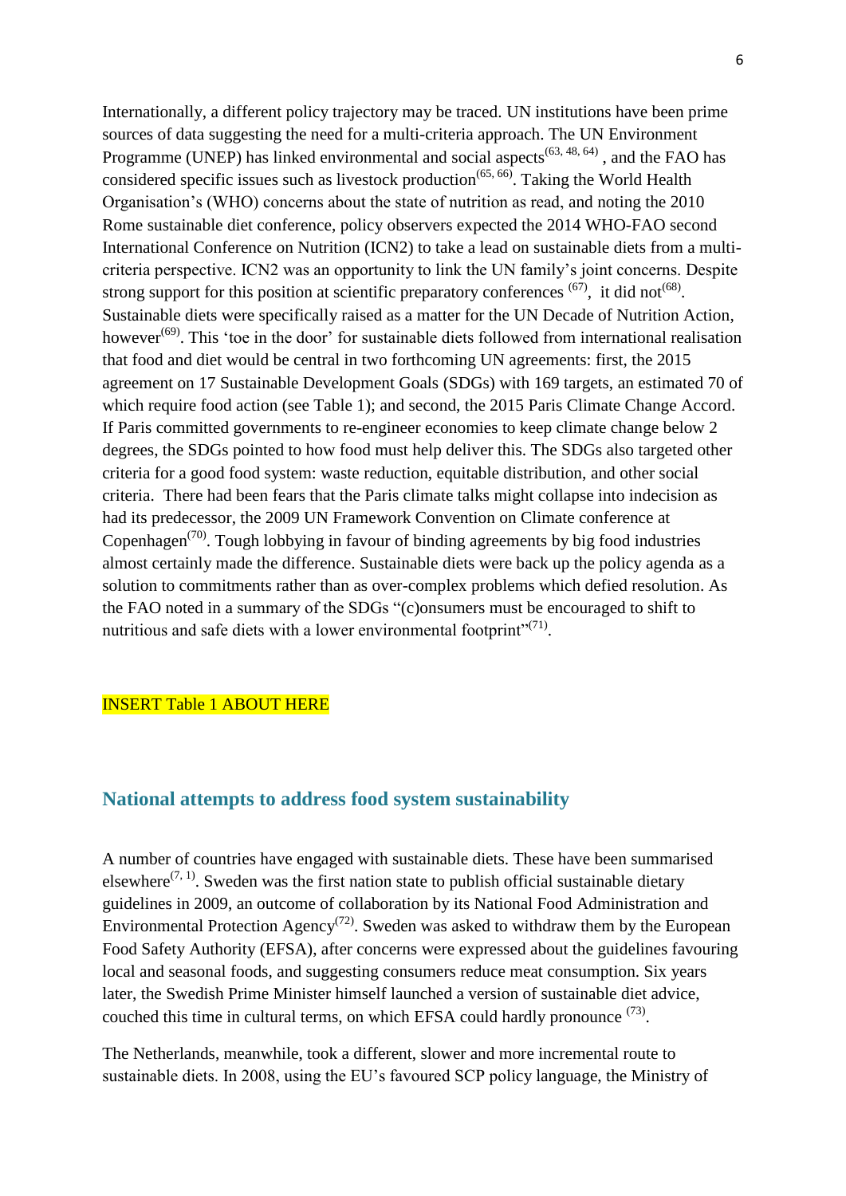Internationally, a different policy trajectory may be traced. UN institutions have been prime sources of data suggesting the need for a multi-criteria approach. The UN Environment Programme (UNEP) has linked environmental and social aspects[63, 48, 64] , and the FAO has considered specific issues such as livestock production[65, 66]. Taking the World Health Organisation's (WHO) concerns about the state of nutrition as read, and noting the 2010 Rome sustainable diet conference, policy observers expected the 2014 WHO-FAO second International Conference on Nutrition (ICN2) to take a lead on sustainable diets from a multi-criteria perspective. ICN2 was an opportunity to link the UN family's joint concerns. Despite strong support for this position at scientific preparatory conferences [67], it did not[68]. Sustainable diets were specifically raised as a matter for the UN Decade of Nutrition Action, however[69]. This 'toe in the door' for sustainable diets followed from international realisation that food and diet would be central in two forthcoming UN agreements: first, the 2015 agreement on 17 Sustainable Development Goals (SDGs) with 169 targets, an estimated 70 of which require food action (see Table 1); and second, the 2015 Paris Climate Change Accord. If Paris committed governments to re-engineer economies to keep climate change below 2 degrees, the SDGs pointed to how food must help deliver this. The SDGs also targeted other criteria for a good food system: waste reduction, equitable distribution, and other social criteria. There had been fears that the Paris climate talks might collapse into indecision as had its predecessor, the 2009 UN Framework Convention on Climate conference at Copenhagen[70]. Tough lobbying in favour of binding agreements by big food industries almost certainly made the difference. Sustainable diets were back up the policy agenda as a solution to commitments rather than as over-complex problems which defied resolution. As the FAO noted in a summary of the SDGs "(c)onsumers must be encouraged to shift to nutritious and safe diets with a lower environmental footprint"[71].

INSERT Table 1 ABOUT HERE

## National attempts to address food system sustainability

A number of countries have engaged with sustainable diets. These have been summarised elsewhere[7, 1]. Sweden was the first nation state to publish official sustainable dietary guidelines in 2009, an outcome of collaboration by its National Food Administration and Environmental Protection Agency[72]. Sweden was asked to withdraw them by the European Food Safety Authority (EFSA), after concerns were expressed about the guidelines favouring local and seasonal foods, and suggesting consumers reduce meat consumption. Six years later, the Swedish Prime Minister himself launched a version of sustainable diet advice, couched this time in cultural terms, on which EFSA could hardly pronounce [73].

The Netherlands, meanwhile, took a different, slower and more incremental route to sustainable diets. In 2008, using the EU's favoured SCP policy language, the Ministry of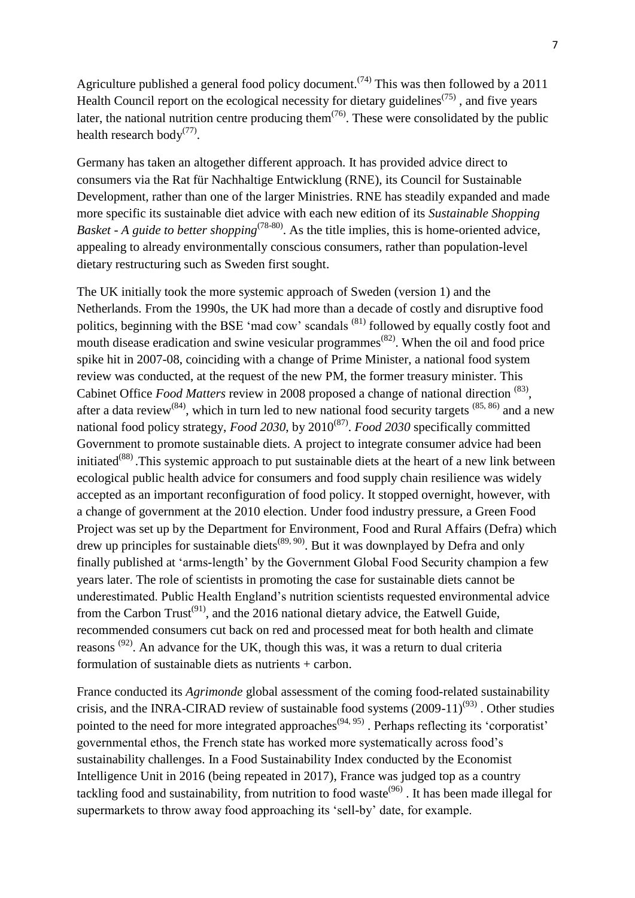Agriculture published a general food policy document.[74] This was then followed by a 2011 Health Council report on the ecological necessity for dietary guidelines[75] , and five years later, the national nutrition centre producing them[76]. These were consolidated by the public health research body[77].

Germany has taken an altogether different approach. It has provided advice direct to consumers via the Rat für Nachhaltige Entwicklung (RNE), its Council for Sustainable Development, rather than one of the larger Ministries. RNE has steadily expanded and made more specific its sustainable diet advice with each new edition of its *Sustainable Shopping Basket - A guide to better shopping*[78-80]. As the title implies, this is home-oriented advice, appealing to already environmentally conscious consumers, rather than population-level dietary restructuring such as Sweden first sought.

The UK initially took the more systemic approach of Sweden (version 1) and the Netherlands. From the 1990s, the UK had more than a decade of costly and disruptive food politics, beginning with the BSE 'mad cow' scandals [81] followed by equally costly foot and mouth disease eradication and swine vesicular programmes[82]. When the oil and food price spike hit in 2007-08, coinciding with a change of Prime Minister, a national food system review was conducted, at the request of the new PM, the former treasury minister. This Cabinet Office *Food Matters* review in 2008 proposed a change of national direction [83], after a data review[84], which in turn led to new national food security targets [85, 86] and a new national food policy strategy, *Food 2030*, by 2010[87]. *Food 2030* specifically committed Government to promote sustainable diets. A project to integrate consumer advice had been initiated[88] .This systemic approach to put sustainable diets at the heart of a new link between ecological public health advice for consumers and food supply chain resilience was widely accepted as an important reconfiguration of food policy. It stopped overnight, however, with a change of government at the 2010 election. Under food industry pressure, a Green Food Project was set up by the Department for Environment, Food and Rural Affairs (Defra) which drew up principles for sustainable diets[89, 90]. But it was downplayed by Defra and only finally published at 'arms-length' by the Government Global Food Security champion a few years later. The role of scientists in promoting the case for sustainable diets cannot be underestimated. Public Health England's nutrition scientists requested environmental advice from the Carbon Trust[91], and the 2016 national dietary advice, the Eatwell Guide, recommended consumers cut back on red and processed meat for both health and climate reasons [92]. An advance for the UK, though this was, it was a return to dual criteria formulation of sustainable diets as nutrients + carbon.

France conducted its *Agrimonde* global assessment of the coming food-related sustainability crisis, and the INRA-CIRAD review of sustainable food systems (2009-11)[93] . Other studies pointed to the need for more integrated approaches[94, 95] . Perhaps reflecting its 'corporatist' governmental ethos, the French state has worked more systematically across food's sustainability challenges. In a Food Sustainability Index conducted by the Economist Intelligence Unit in 2016 (being repeated in 2017), France was judged top as a country tackling food and sustainability, from nutrition to food waste[96] . It has been made illegal for supermarkets to throw away food approaching its 'sell-by' date, for example.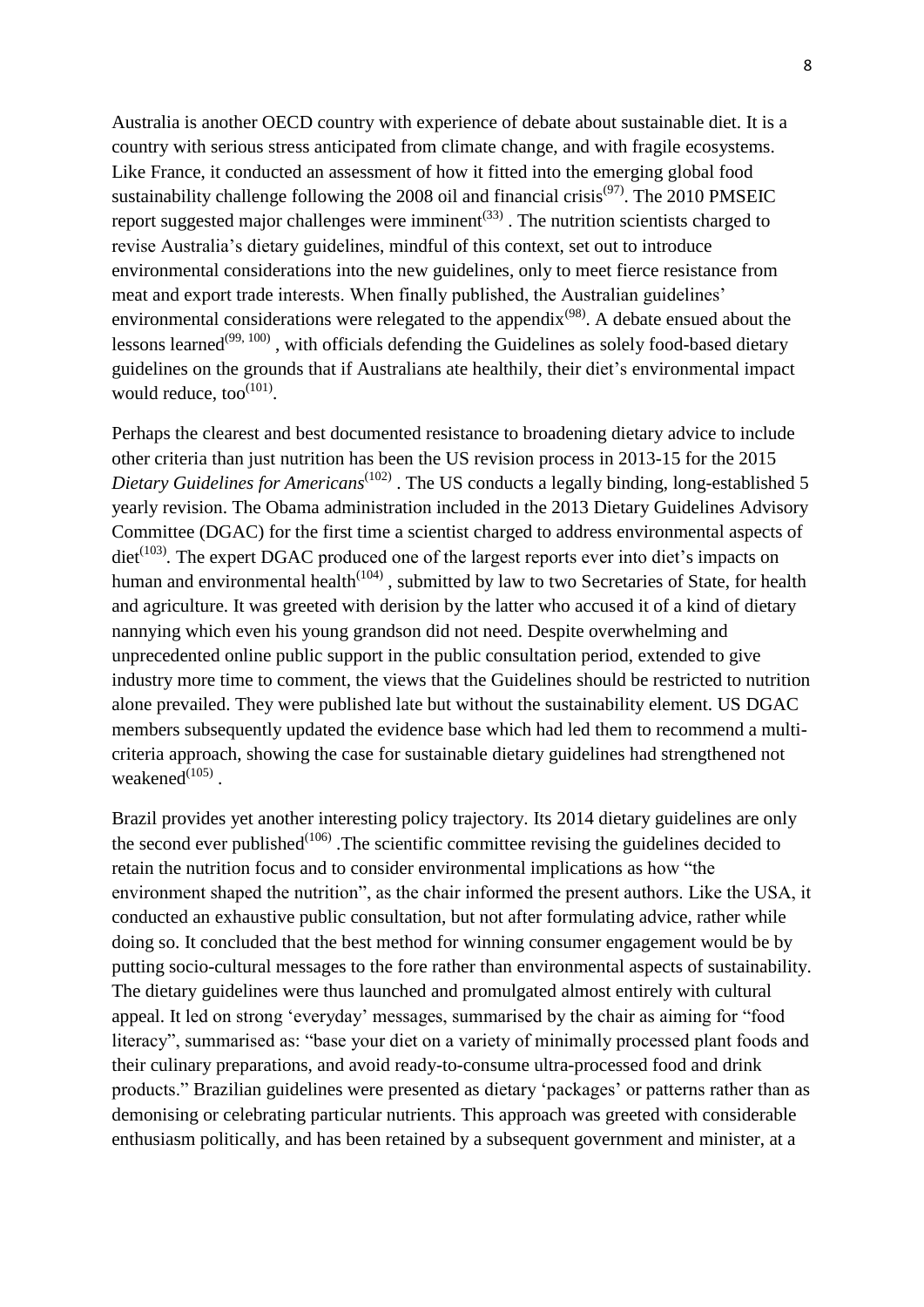Australia is another OECD country with experience of debate about sustainable diet. It is a country with serious stress anticipated from climate change, and with fragile ecosystems. Like France, it conducted an assessment of how it fitted into the emerging global food sustainability challenge following the 2008 oil and financial crisis[97]. The 2010 PMSEIC report suggested major challenges were imminent[33] . The nutrition scientists charged to revise Australia's dietary guidelines, mindful of this context, set out to introduce environmental considerations into the new guidelines, only to meet fierce resistance from meat and export trade interests. When finally published, the Australian guidelines' environmental considerations were relegated to the appendix[98]. A debate ensued about the lessons learned[99, 100] , with officials defending the Guidelines as solely food-based dietary guidelines on the grounds that if Australians ate healthily, their diet's environmental impact would reduce, too[101].

Perhaps the clearest and best documented resistance to broadening dietary advice to include other criteria than just nutrition has been the US revision process in 2013-15 for the 2015 *Dietary Guidelines for Americans*[102] . The US conducts a legally binding, long-established 5 yearly revision. The Obama administration included in the 2013 Dietary Guidelines Advisory Committee (DGAC) for the first time a scientist charged to address environmental aspects of diet[103]. The expert DGAC produced one of the largest reports ever into diet's impacts on human and environmental health[104] , submitted by law to two Secretaries of State, for health and agriculture. It was greeted with derision by the latter who accused it of a kind of dietary nannying which even his young grandson did not need. Despite overwhelming and unprecedented online public support in the public consultation period, extended to give industry more time to comment, the views that the Guidelines should be restricted to nutrition alone prevailed. They were published late but without the sustainability element. US DGAC members subsequently updated the evidence base which had led them to recommend a multi-criteria approach, showing the case for sustainable dietary guidelines had strengthened not weakened[105] .

Brazil provides yet another interesting policy trajectory. Its 2014 dietary guidelines are only the second ever published[106] .The scientific committee revising the guidelines decided to retain the nutrition focus and to consider environmental implications as how "the environment shaped the nutrition", as the chair informed the present authors. Like the USA, it conducted an exhaustive public consultation, but not after formulating advice, rather while doing so. It concluded that the best method for winning consumer engagement would be by putting socio-cultural messages to the fore rather than environmental aspects of sustainability. The dietary guidelines were thus launched and promulgated almost entirely with cultural appeal. It led on strong 'everyday' messages, summarised by the chair as aiming for "food literacy", summarised as: "base your diet on a variety of minimally processed plant foods and their culinary preparations, and avoid ready-to-consume ultra-processed food and drink products." Brazilian guidelines were presented as dietary 'packages' or patterns rather than as demonising or celebrating particular nutrients. This approach was greeted with considerable enthusiasm politically, and has been retained by a subsequent government and minister, at a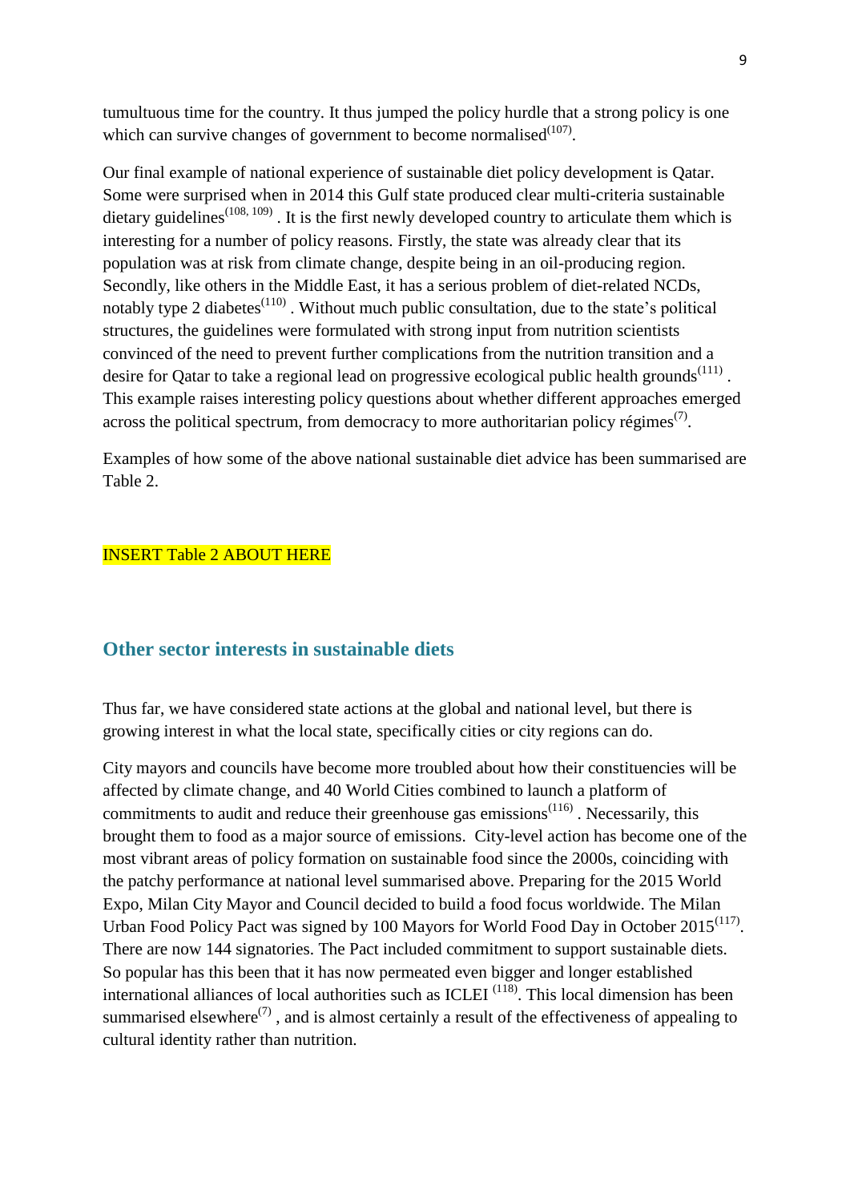tumultuous time for the country. It thus jumped the policy hurdle that a strong policy is one which can survive changes of government to become normalised[107].

Our final example of national experience of sustainable diet policy development is Qatar. Some were surprised when in 2014 this Gulf state produced clear multi-criteria sustainable dietary guidelines[108, 109] . It is the first newly developed country to articulate them which is interesting for a number of policy reasons. Firstly, the state was already clear that its population was at risk from climate change, despite being in an oil-producing region. Secondly, like others in the Middle East, it has a serious problem of diet-related NCDs, notably type 2 diabetes[110] . Without much public consultation, due to the state's political structures, the guidelines were formulated with strong input from nutrition scientists convinced of the need to prevent further complications from the nutrition transition and a desire for Qatar to take a regional lead on progressive ecological public health grounds[111] . This example raises interesting policy questions about whether different approaches emerged across the political spectrum, from democracy to more authoritarian policy régimes[7].

Examples of how some of the above national sustainable diet advice has been summarised are Table 2.

INSERT Table 2 ABOUT HERE

## Other sector interests in sustainable diets

Thus far, we have considered state actions at the global and national level, but there is growing interest in what the local state, specifically cities or city regions can do.

City mayors and councils have become more troubled about how their constituencies will be affected by climate change, and 40 World Cities combined to launch a platform of commitments to audit and reduce their greenhouse gas emissions[116] . Necessarily, this brought them to food as a major source of emissions. City-level action has become one of the most vibrant areas of policy formation on sustainable food since the 2000s, coinciding with the patchy performance at national level summarised above. Preparing for the 2015 World Expo, Milan City Mayor and Council decided to build a food focus worldwide. The Milan Urban Food Policy Pact was signed by 100 Mayors for World Food Day in October 2015[117]. There are now 144 signatories. The Pact included commitment to support sustainable diets. So popular has this been that it has now permeated even bigger and longer established international alliances of local authorities such as ICLEI [118]. This local dimension has been summarised elsewhere[7] , and is almost certainly a result of the effectiveness of appealing to cultural identity rather than nutrition.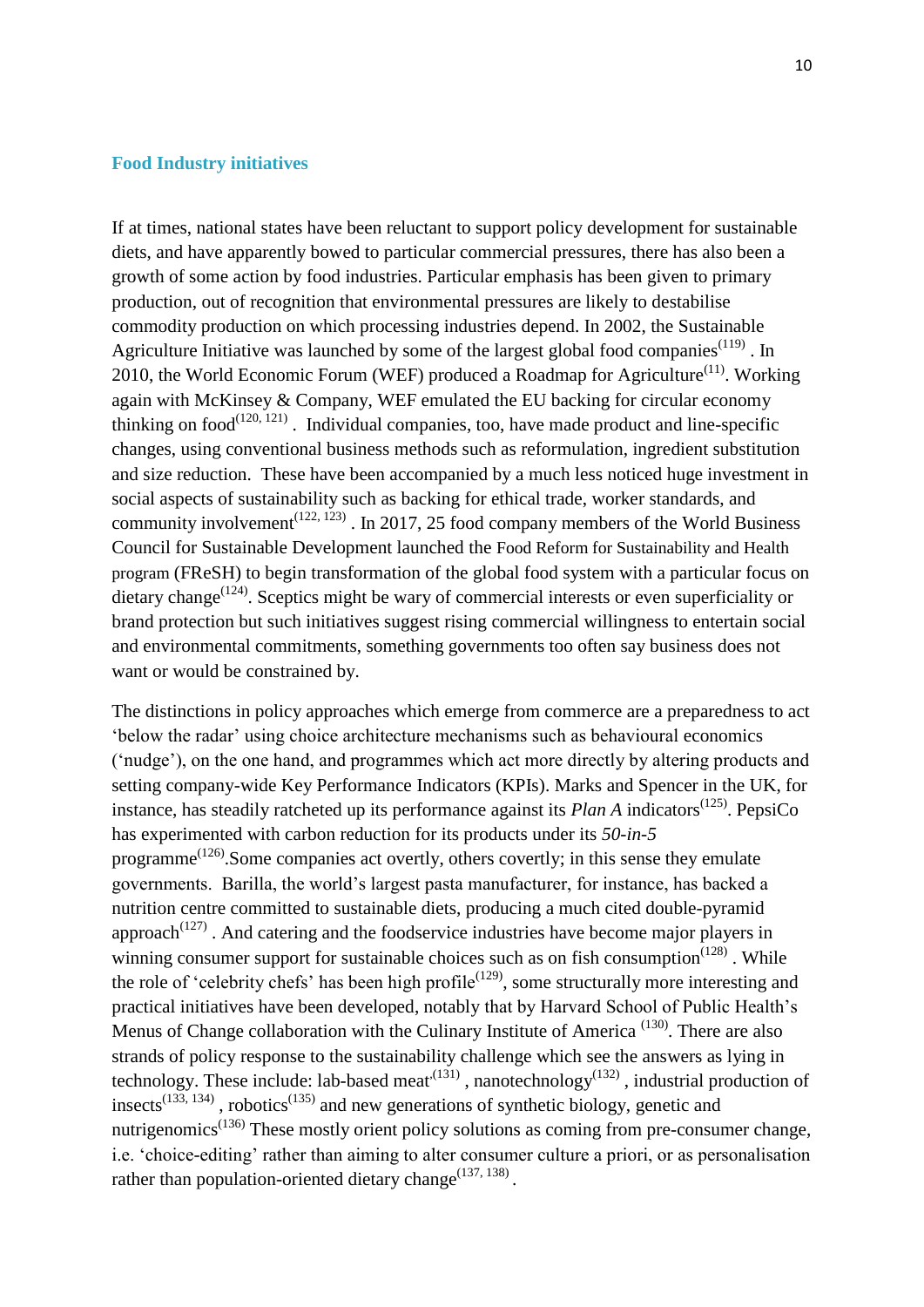## Food Industry initiatives

If at times, national states have been reluctant to support policy development for sustainable diets, and have apparently bowed to particular commercial pressures, there has also been a growth of some action by food industries. Particular emphasis has been given to primary production, out of recognition that environmental pressures are likely to destabilise commodity production on which processing industries depend. In 2002, the Sustainable Agriculture Initiative was launched by some of the largest global food companies[119] . In 2010, the World Economic Forum (WEF) produced a Roadmap for Agriculture[11]. Working again with McKinsey & Company, WEF emulated the EU backing for circular economy thinking on food[120, 121] . Individual companies, too, have made product and line-specific changes, using conventional business methods such as reformulation, ingredient substitution and size reduction. These have been accompanied by a much less noticed huge investment in social aspects of sustainability such as backing for ethical trade, worker standards, and community involvement[122, 123] . In 2017, 25 food company members of the World Business Council for Sustainable Development launched the Food Reform for Sustainability and Health program (FReSH) to begin transformation of the global food system with a particular focus on dietary change[124]. Sceptics might be wary of commercial interests or even superficiality or brand protection but such initiatives suggest rising commercial willingness to entertain social and environmental commitments, something governments too often say business does not want or would be constrained by.

The distinctions in policy approaches which emerge from commerce are a preparedness to act 'below the radar' using choice architecture mechanisms such as behavioural economics ('nudge'), on the one hand, and programmes which act more directly by altering products and setting company-wide Key Performance Indicators (KPIs). Marks and Spencer in the UK, for instance, has steadily ratcheted up its performance against its *Plan A* indicators[125]. PepsiCo has experimented with carbon reduction for its products under its *50-in-5* programme[126].Some companies act overtly, others covertly; in this sense they emulate governments. Barilla, the world's largest pasta manufacturer, for instance, has backed a nutrition centre committed to sustainable diets, producing a much cited double-pyramid approach[127] . And catering and the foodservice industries have become major players in winning consumer support for sustainable choices such as on fish consumption[128] . While the role of 'celebrity chefs' has been high profile[129], some structurally more interesting and practical initiatives have been developed, notably that by Harvard School of Public Health's Menus of Change collaboration with the Culinary Institute of America [130]. There are also strands of policy response to the sustainability challenge which see the answers as lying in technology. These include: lab-based meat[131] , nanotechnology[132] , industrial production of insects[133, 134] , robotics[135] and new generations of synthetic biology, genetic and nutrigenomics[136] These mostly orient policy solutions as coming from pre-consumer change, i.e. 'choice-editing' rather than aiming to alter consumer culture a priori, or as personalisation rather than population-oriented dietary change[137, 138] .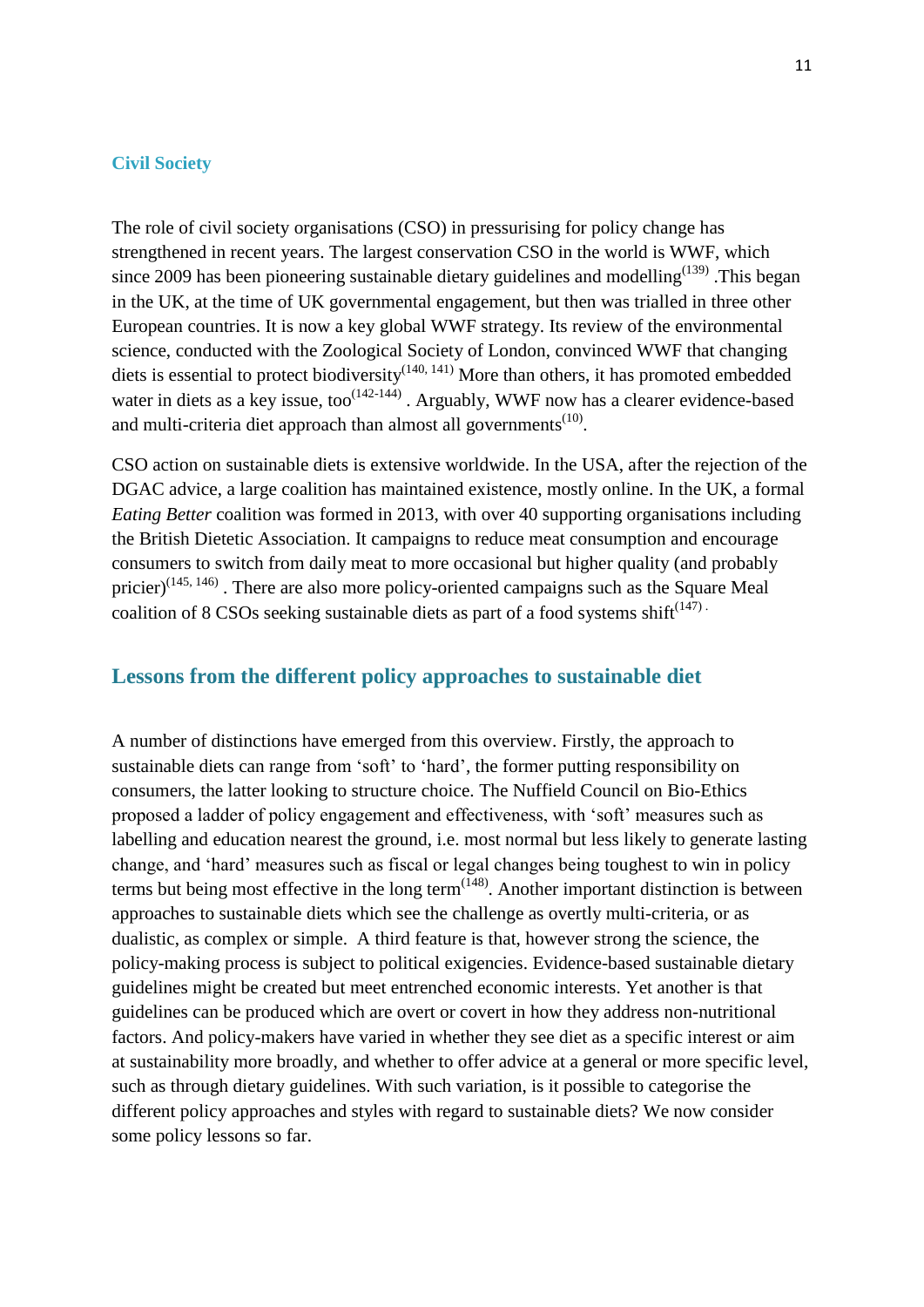### Civil Society

The role of civil society organisations (CSO) in pressurising for policy change has strengthened in recent years. The largest conservation CSO in the world is WWF, which since 2009 has been pioneering sustainable dietary guidelines and modelling[139] .This began in the UK, at the time of UK governmental engagement, but then was trialled in three other European countries. It is now a key global WWF strategy. Its review of the environmental science, conducted with the Zoological Society of London, convinced WWF that changing diets is essential to protect biodiversity[140, 141] More than others, it has promoted embedded water in diets as a key issue, too[142-144] . Arguably, WWF now has a clearer evidence-based and multi-criteria diet approach than almost all governments[10].

CSO action on sustainable diets is extensive worldwide. In the USA, after the rejection of the DGAC advice, a large coalition has maintained existence, mostly online. In the UK, a formal *Eating Better* coalition was formed in 2013, with over 40 supporting organisations including the British Dietetic Association. It campaigns to reduce meat consumption and encourage consumers to switch from daily meat to more occasional but higher quality (and probably pricier)[145, 146] . There are also more policy-oriented campaigns such as the Square Meal coalition of 8 CSOs seeking sustainable diets as part of a food systems shift[147] .

## Lessons from the different policy approaches to sustainable diet

A number of distinctions have emerged from this overview. Firstly, the approach to sustainable diets can range from 'soft' to 'hard', the former putting responsibility on consumers, the latter looking to structure choice. The Nuffield Council on Bio-Ethics proposed a ladder of policy engagement and effectiveness, with 'soft' measures such as labelling and education nearest the ground, i.e. most normal but less likely to generate lasting change, and 'hard' measures such as fiscal or legal changes being toughest to win in policy terms but being most effective in the long term[148]. Another important distinction is between approaches to sustainable diets which see the challenge as overtly multi-criteria, or as dualistic, as complex or simple. A third feature is that, however strong the science, the policy-making process is subject to political exigencies. Evidence-based sustainable dietary guidelines might be created but meet entrenched economic interests. Yet another is that guidelines can be produced which are overt or covert in how they address non-nutritional factors. And policy-makers have varied in whether they see diet as a specific interest or aim at sustainability more broadly, and whether to offer advice at a general or more specific level, such as through dietary guidelines. With such variation, is it possible to categorise the different policy approaches and styles with regard to sustainable diets? We now consider some policy lessons so far.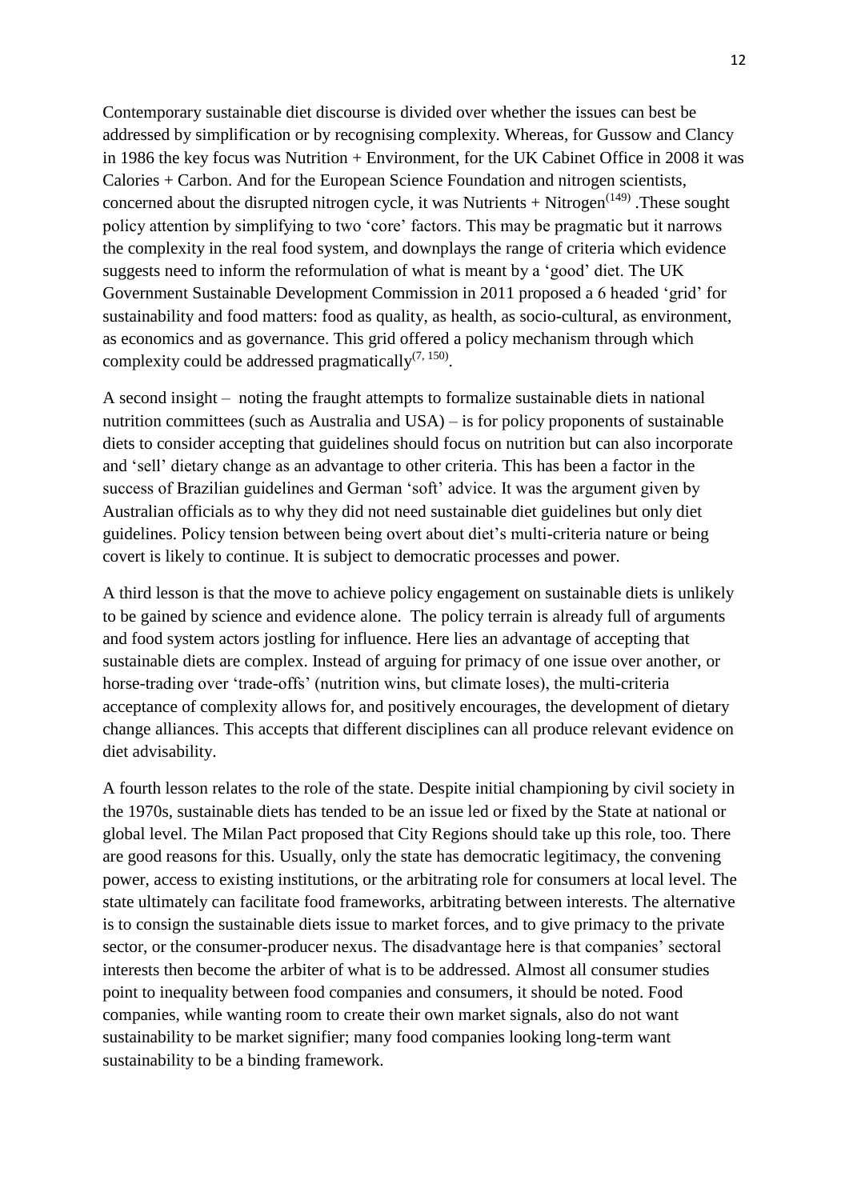Contemporary sustainable diet discourse is divided over whether the issues can best be addressed by simplification or by recognising complexity. Whereas, for Gussow and Clancy in 1986 the key focus was Nutrition + Environment, for the UK Cabinet Office in 2008 it was Calories + Carbon. And for the European Science Foundation and nitrogen scientists, concerned about the disrupted nitrogen cycle, it was Nutrients + Nitrogen[149] .These sought policy attention by simplifying to two 'core' factors. This may be pragmatic but it narrows the complexity in the real food system, and downplays the range of criteria which evidence suggests need to inform the reformulation of what is meant by a 'good' diet. The UK Government Sustainable Development Commission in 2011 proposed a 6 headed 'grid' for sustainability and food matters: food as quality, as health, as socio-cultural, as environment, as economics and as governance. This grid offered a policy mechanism through which complexity could be addressed pragmatically[7, 150].

A second insight – noting the fraught attempts to formalize sustainable diets in national nutrition committees (such as Australia and USA) – is for policy proponents of sustainable diets to consider accepting that guidelines should focus on nutrition but can also incorporate and 'sell' dietary change as an advantage to other criteria. This has been a factor in the success of Brazilian guidelines and German 'soft' advice. It was the argument given by Australian officials as to why they did not need sustainable diet guidelines but only diet guidelines. Policy tension between being overt about diet's multi-criteria nature or being covert is likely to continue. It is subject to democratic processes and power.

A third lesson is that the move to achieve policy engagement on sustainable diets is unlikely to be gained by science and evidence alone. The policy terrain is already full of arguments and food system actors jostling for influence. Here lies an advantage of accepting that sustainable diets are complex. Instead of arguing for primacy of one issue over another, or horse-trading over 'trade-offs' (nutrition wins, but climate loses), the multi-criteria acceptance of complexity allows for, and positively encourages, the development of dietary change alliances. This accepts that different disciplines can all produce relevant evidence on diet advisability.

A fourth lesson relates to the role of the state. Despite initial championing by civil society in the 1970s, sustainable diets has tended to be an issue led or fixed by the State at national or global level. The Milan Pact proposed that City Regions should take up this role, too. There are good reasons for this. Usually, only the state has democratic legitimacy, the convening power, access to existing institutions, or the arbitrating role for consumers at local level. The state ultimately can facilitate food frameworks, arbitrating between interests. The alternative is to consign the sustainable diets issue to market forces, and to give primacy to the private sector, or the consumer-producer nexus. The disadvantage here is that companies' sectoral interests then become the arbiter of what is to be addressed. Almost all consumer studies point to inequality between food companies and consumers, it should be noted. Food companies, while wanting room to create their own market signals, also do not want sustainability to be market signifier; many food companies looking long-term want sustainability to be a binding framework.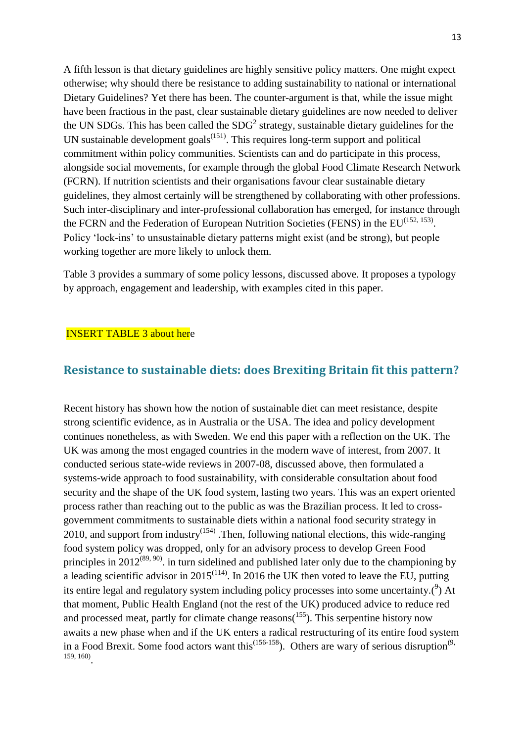A fifth lesson is that dietary guidelines are highly sensitive policy matters. One might expect otherwise; why should there be resistance to adding sustainability to national or international Dietary Guidelines? Yet there has been. The counter-argument is that, while the issue might have been fractious in the past, clear sustainable dietary guidelines are now needed to deliver the UN SDGs. This has been called the $SDG^2$ strategy, sustainable dietary guidelines for the UN sustainable development goals[151]. This requires long-term support and political commitment within policy communities. Scientists can and do participate in this process, alongside social movements, for example through the global Food Climate Research Network (FCRN). If nutrition scientists and their organisations favour clear sustainable dietary guidelines, they almost certainly will be strengthened by collaborating with other professions. Such inter-disciplinary and inter-professional collaboration has emerged, for instance through the FCRN and the Federation of European Nutrition Societies (FENS) in the EU[152, 153]. Policy 'lock-ins' to unsustainable dietary patterns might exist (and be strong), but people working together are more likely to unlock them.

Table 3 provides a summary of some policy lessons, discussed above. It proposes a typology by approach, engagement and leadership, with examples cited in this paper.

INSERT TABLE 3 about here

## Resistance to sustainable diets: does Brexiting Britain fit this pattern?

Recent history has shown how the notion of sustainable diet can meet resistance, despite strong scientific evidence, as in Australia or the USA. The idea and policy development continues nonetheless, as with Sweden. We end this paper with a reflection on the UK. The UK was among the most engaged countries in the modern wave of interest, from 2007. It conducted serious state-wide reviews in 2007-08, discussed above, then formulated a systems-wide approach to food sustainability, with considerable consultation about food security and the shape of the UK food system, lasting two years. This was an expert oriented process rather than reaching out to the public as was the Brazilian process. It led to cross-government commitments to sustainable diets within a national food security strategy in 2010, and support from industry[154] .Then, following national elections, this wide-ranging food system policy was dropped, only for an advisory process to develop Green Food principles in 2012[89, 90]. in turn sidelined and published later only due to the championing by a leading scientific advisor in 2015[114]. In 2016 the UK then voted to leave the EU, putting its entire legal and regulatory system including policy processes into some uncertainty.([9]) At that moment, Public Health England (not the rest of the UK) produced advice to reduce red and processed meat, partly for climate change reasons([155]). This serpentine history now awaits a new phase when and if the UK enters a radical restructuring of its entire food system in a Food Brexit. Some food actors want this[156-158]). Others are wary of serious disruption[9, 159, 160].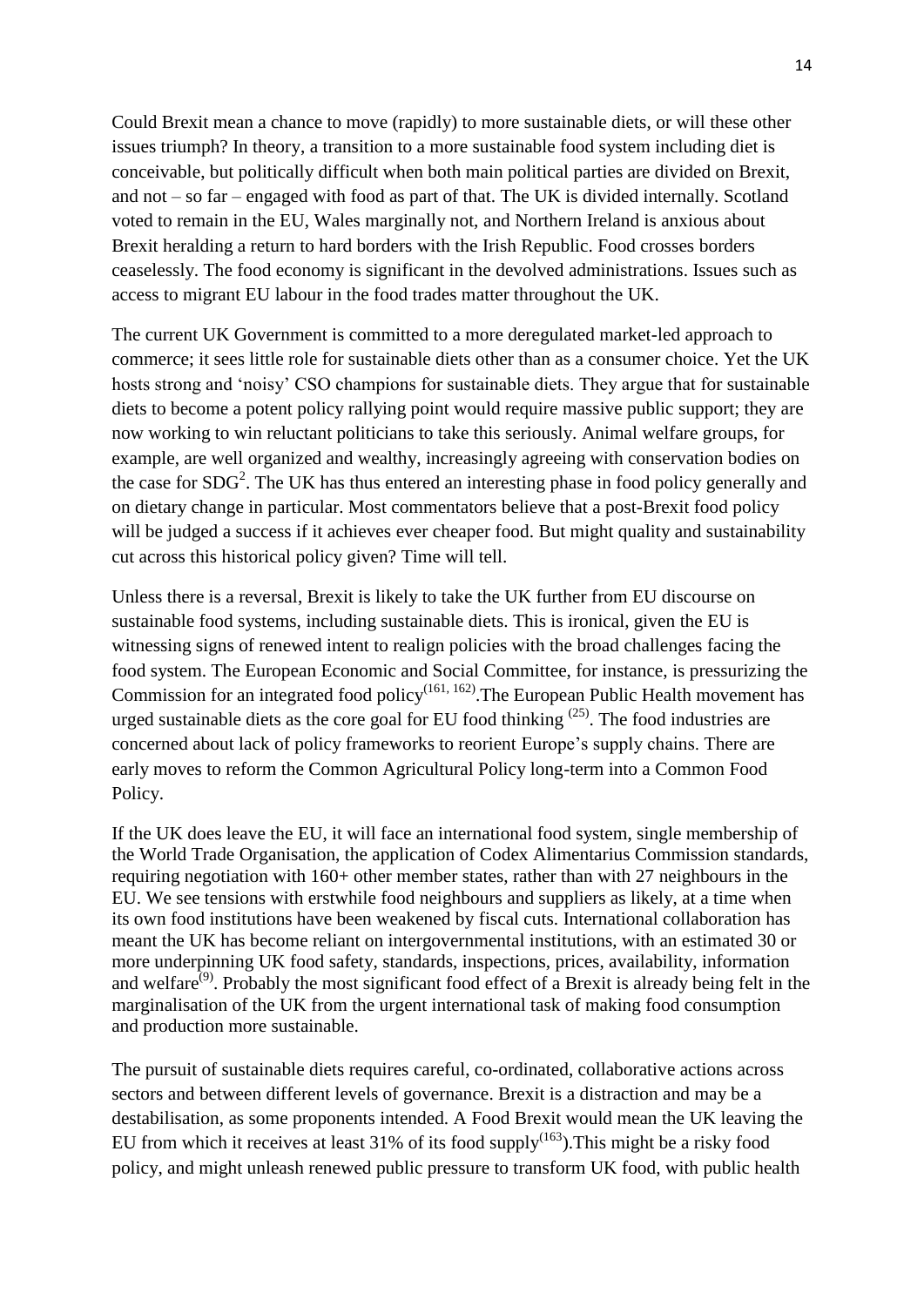Could Brexit mean a chance to move (rapidly) to more sustainable diets, or will these other issues triumph? In theory, a transition to a more sustainable food system including diet is conceivable, but politically difficult when both main political parties are divided on Brexit, and not – so far – engaged with food as part of that. The UK is divided internally. Scotland voted to remain in the EU, Wales marginally not, and Northern Ireland is anxious about Brexit heralding a return to hard borders with the Irish Republic. Food crosses borders ceaselessly. The food economy is significant in the devolved administrations. Issues such as access to migrant EU labour in the food trades matter throughout the UK.

The current UK Government is committed to a more deregulated market-led approach to commerce; it sees little role for sustainable diets other than as a consumer choice. Yet the UK hosts strong and 'noisy' CSO champions for sustainable diets. They argue that for sustainable diets to become a potent policy rallying point would require massive public support; they are now working to win reluctant politicians to take this seriously. Animal welfare groups, for example, are well organized and wealthy, increasingly agreeing with conservation bodies on the case for SDG[2]. The UK has thus entered an interesting phase in food policy generally and on dietary change in particular. Most commentators believe that a post-Brexit food policy will be judged a success if it achieves ever cheaper food. But might quality and sustainability cut across this historical policy given? Time will tell.

Unless there is a reversal, Brexit is likely to take the UK further from EU discourse on sustainable food systems, including sustainable diets. This is ironical, given the EU is witnessing signs of renewed intent to realign policies with the broad challenges facing the food system. The European Economic and Social Committee, for instance, is pressurizing the Commission for an integrated food policy[(161, 162)].The European Public Health movement has urged sustainable diets as the core goal for EU food thinking [(25)]. The food industries are concerned about lack of policy frameworks to reorient Europe's supply chains. There are early moves to reform the Common Agricultural Policy long-term into a Common Food Policy.

If the UK does leave the EU, it will face an international food system, single membership of the World Trade Organisation, the application of Codex Alimentarius Commission standards, requiring negotiation with 160+ other member states, rather than with 27 neighbours in the EU. We see tensions with erstwhile food neighbours and suppliers as likely, at a time when its own food institutions have been weakened by fiscal cuts. International collaboration has meant the UK has become reliant on intergovernmental institutions, with an estimated 30 or more underpinning UK food safety, standards, inspections, prices, availability, information and welfare[(9)]. Probably the most significant food effect of a Brexit is already being felt in the marginalisation of the UK from the urgent international task of making food consumption and production more sustainable.

The pursuit of sustainable diets requires careful, co-ordinated, collaborative actions across sectors and between different levels of governance. Brexit is a distraction and may be a destabilisation, as some proponents intended. A Food Brexit would mean the UK leaving the EU from which it receives at least 31% of its food supply[(163)]).This might be a risky food policy, and might unleash renewed public pressure to transform UK food, with public health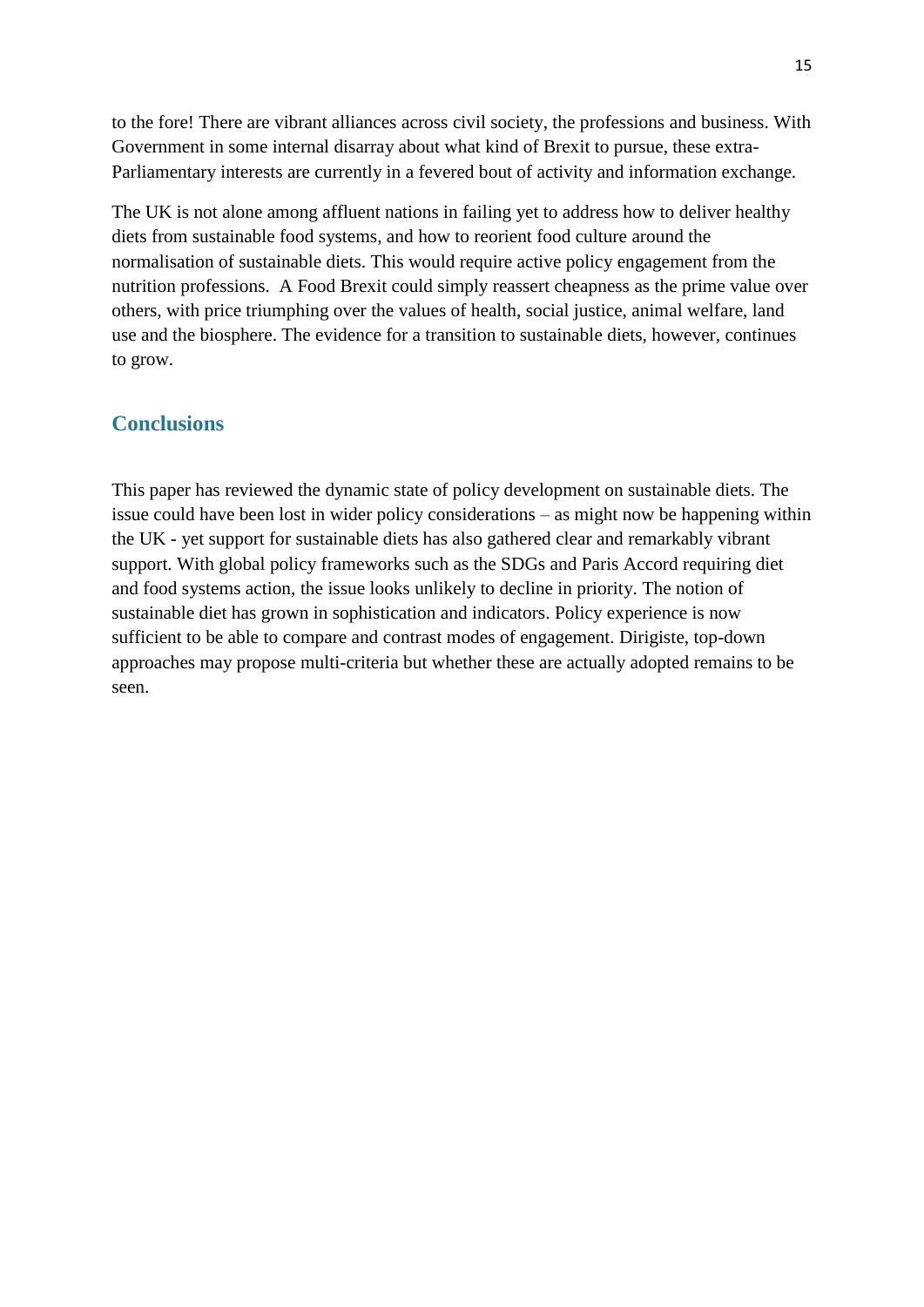to the fore! There are vibrant alliances across civil society, the professions and business. With Government in some internal disarray about what kind of Brexit to pursue, these extra-Parliamentary interests are currently in a fevered bout of activity and information exchange.

The UK is not alone among affluent nations in failing yet to address how to deliver healthy diets from sustainable food systems, and how to reorient food culture around the normalisation of sustainable diets. This would require active policy engagement from the nutrition professions. A Food Brexit could simply reassert cheapness as the prime value over others, with price triumphing over the values of health, social justice, animal welfare, land use and the biosphere. The evidence for a transition to sustainable diets, however, continues to grow.

## Conclusions

This paper has reviewed the dynamic state of policy development on sustainable diets. The issue could have been lost in wider policy considerations – as might now be happening within the UK - yet support for sustainable diets has also gathered clear and remarkably vibrant support. With global policy frameworks such as the SDGs and Paris Accord requiring diet and food systems action, the issue looks unlikely to decline in priority. The notion of sustainable diet has grown in sophistication and indicators. Policy experience is now sufficient to be able to compare and contrast modes of engagement. Dirigiste, top-down approaches may propose multi-criteria but whether these are actually adopted remains to be seen.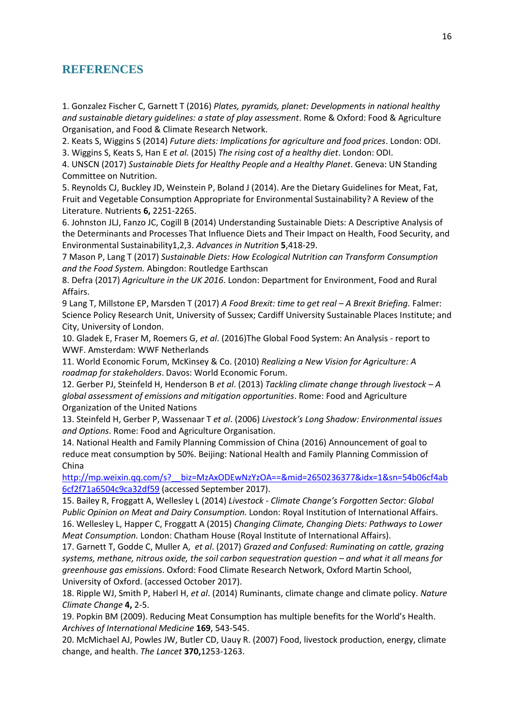## REFERENCES

1. Gonzalez Fischer C, Garnett T (2016) *Plates, pyramids, planet: Developments in national healthy and sustainable dietary guidelines: a state of play assessment*. Rome & Oxford: Food & Agriculture Organisation, and Food & Climate Research Network.
2. Keats S, Wiggins S (2014) *Future diets: Implications for agriculture and food prices*. London: ODI.
3. Wiggins S, Keats S, Han E *et al.* (2015) *The rising cost of a healthy diet*. London: ODI.
4. UNSCN (2017) *Sustainable Diets for Healthy People and a Healthy Planet*. Geneva: UN Standing Committee on Nutrition.
5. Reynolds CJ, Buckley JD, Weinstein P, Boland J (2014). Are the Dietary Guidelines for Meat, Fat, Fruit and Vegetable Consumption Appropriate for Environmental Sustainability? A Review of the Literature. Nutrients **6,** 2251-2265.
6. Johnston JLJ, Fanzo JC, Cogill B (2014) Understanding Sustainable Diets: A Descriptive Analysis of the Determinants and Processes That Influence Diets and Their Impact on Health, Food Security, and Environmental Sustainability1,2,3. *Advances in Nutrition* **5**,418-29.
7 Mason P, Lang T (2017) *Sustainable Diets: How Ecological Nutrition can Transform Consumption and the Food System.* Abingdon: Routledge Earthscan
8. Defra (2017) *Agriculture in the UK 2016*. London: Department for Environment, Food and Rural Affairs.
9 Lang T, Millstone EP, Marsden T (2017) *A Food Brexit: time to get real – A Brexit Briefing.* Falmer: Science Policy Research Unit, University of Sussex; Cardiff University Sustainable Places Institute; and City, University of London.
10. Gladek E, Fraser M, Roemers G, *et al*. (2016)The Global Food System: An Analysis - report to WWF. Amsterdam: WWF Netherlands
11. World Economic Forum, McKinsey & Co. (2010) *Realizing a New Vision for Agriculture: A roadmap for stakeholders*. Davos: World Economic Forum.
12. Gerber PJ, Steinfeld H, Henderson B *et al*. (2013) *Tackling climate change through livestock – A global assessment of emissions and mitigation opportunities*. Rome: Food and Agriculture Organization of the United Nations
13. Steinfeld H, Gerber P, Wassenaar T *et al*. (2006) *Livestock's Long Shadow: Environmental issues and Options*. Rome: Food and Agriculture Organisation.
14. National Health and Family Planning Commission of China (2016) Announcement of goal to reduce meat consumption by 50%. Beijing: National Health and Family Planning Commission of China
http://mp.weixin.qq.com/s?__biz=MzAxODEwNzYzOA==&mid=2650236377&idx=1&sn=54b06cf4ab6cf2f71a6504c9ca32df59 (accessed September 2017).
15. Bailey R, Froggatt A, Wellesley L (2014) *Livestock - Climate Change's Forgotten Sector: Global Public Opinion on Meat and Dairy Consumption.* London: Royal Institution of International Affairs.
16. Wellesley L, Happer C, Froggatt A (2015) *Changing Climate, Changing Diets: Pathways to Lower Meat Consumption.* London: Chatham House (Royal Institute of International Affairs).
17. Garnett T, Godde C, Muller A, *et al*. (2017) *Grazed and Confused: Ruminating on cattle, grazing systems, methane, nitrous oxide, the soil carbon sequestration question – and what it all means for greenhouse gas emission*s. Oxford: Food Climate Research Network, Oxford Martin School, University of Oxford. (accessed October 2017).
18. Ripple WJ, Smith P, Haberl H, *et al*. (2014) Ruminants, climate change and climate policy. *Nature Climate Change* **4,** 2-5.
19. Popkin BM (2009). Reducing Meat Consumption has multiple benefits for the World's Health. *Archives of International Medicine* **169**, 543-545.
20. McMichael AJ, Powles JW, Butler CD, Uauy R. (2007) Food, livestock production, energy, climate change, and health. *The Lancet* **370,**1253-1263.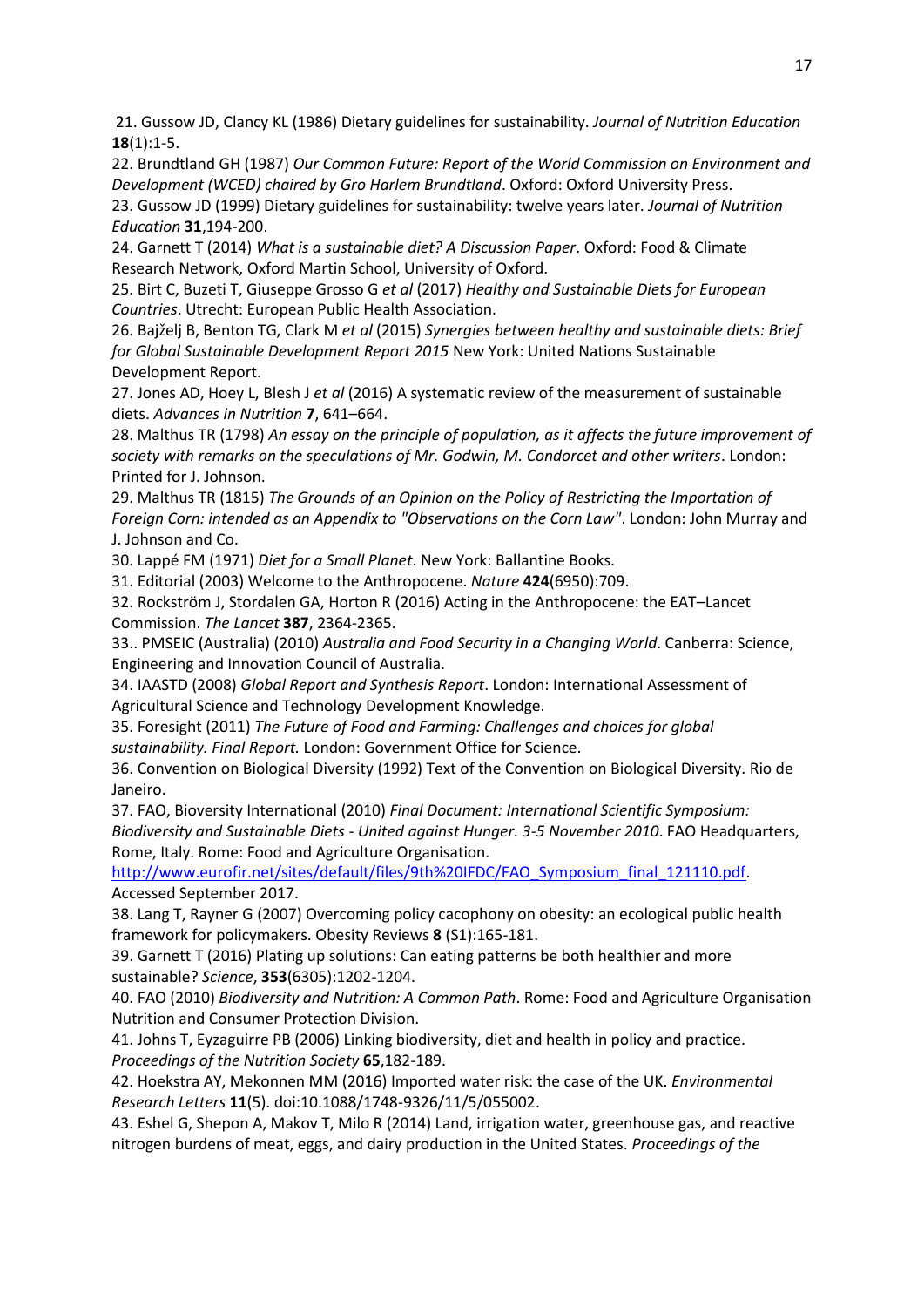21. Gussow JD, Clancy KL (1986) Dietary guidelines for sustainability. *Journal of Nutrition Education* **18**(1):1-5.

22. Brundtland GH (1987) *Our Common Future: Report of the World Commission on Environment and Development (WCED) chaired by Gro Harlem Brundtland*. Oxford: Oxford University Press.

23. Gussow JD (1999) Dietary guidelines for sustainability: twelve years later. *Journal of Nutrition Education* **31**,194-200.

24. Garnett T (2014) *What is a sustainable diet? A Discussion Paper*. Oxford: Food & Climate Research Network, Oxford Martin School, University of Oxford.

25. Birt C, Buzeti T, Giuseppe Grosso G *et al* (2017) *Healthy and Sustainable Diets for European Countries*. Utrecht: European Public Health Association.

26. Bajželj B, Benton TG, Clark M *et al* (2015) *Synergies between healthy and sustainable diets: Brief for Global Sustainable Development Report 2015* New York: United Nations Sustainable Development Report.

27. Jones AD, Hoey L, Blesh J *et al* (2016) A systematic review of the measurement of sustainable diets. *Advances in Nutrition* **7**, 641–664.

28. Malthus TR (1798) *An essay on the principle of population, as it affects the future improvement of society with remarks on the speculations of Mr. Godwin, M. Condorcet and other writers*. London: Printed for J. Johnson.

29. Malthus TR (1815) *The Grounds of an Opinion on the Policy of Restricting the Importation of Foreign Corn: intended as an Appendix to "Observations on the Corn Law"*. London: John Murray and J. Johnson and Co.

30. Lappé FM (1971) *Diet for a Small Planet*. New York: Ballantine Books.

31. Editorial (2003) Welcome to the Anthropocene. *Nature* **424**(6950):709.

32. Rockström J, Stordalen GA, Horton R (2016) Acting in the Anthropocene: the EAT–Lancet Commission. *The Lancet* **387**, 2364-2365.

33.. PMSEIC (Australia) (2010) *Australia and Food Security in a Changing World*. Canberra: Science, Engineering and Innovation Council of Australia.

34. IAASTD (2008) *Global Report and Synthesis Report*. London: International Assessment of Agricultural Science and Technology Development Knowledge.

35. Foresight (2011) *The Future of Food and Farming: Challenges and choices for global sustainability. Final Report.* London: Government Office for Science.

36. Convention on Biological Diversity (1992) Text of the Convention on Biological Diversity. Rio de Janeiro.

37. FAO, Bioversity International (2010) *Final Document: International Scientific Symposium: Biodiversity and Sustainable Diets - United against Hunger. 3-5 November 2010*. FAO Headquarters, Rome, Italy. Rome: Food and Agriculture Organisation. http://www.eurofir.net/sites/default/files/9th%20IFDC/FAO_Symposium_final_121110.pdf. Accessed September 2017.

38. Lang T, Rayner G (2007) Overcoming policy cacophony on obesity: an ecological public health framework for policymakers. Obesity Reviews **8** (S1):165-181.

39. Garnett T (2016) Plating up solutions: Can eating patterns be both healthier and more sustainable? *Science*, **353**(6305):1202-1204.

40. FAO (2010) *Biodiversity and Nutrition: A Common Path*. Rome: Food and Agriculture Organisation Nutrition and Consumer Protection Division.

41. Johns T, Eyzaguirre PB (2006) Linking biodiversity, diet and health in policy and practice. *Proceedings of the Nutrition Society* **65**,182-189.

42. Hoekstra AY, Mekonnen MM (2016) Imported water risk: the case of the UK. *Environmental Research Letters* **11**(5). doi:10.1088/1748-9326/11/5/055002.

43. Eshel G, Shepon A, Makov T, Milo R (2014) Land, irrigation water, greenhouse gas, and reactive nitrogen burdens of meat, eggs, and dairy production in the United States. *Proceedings of the*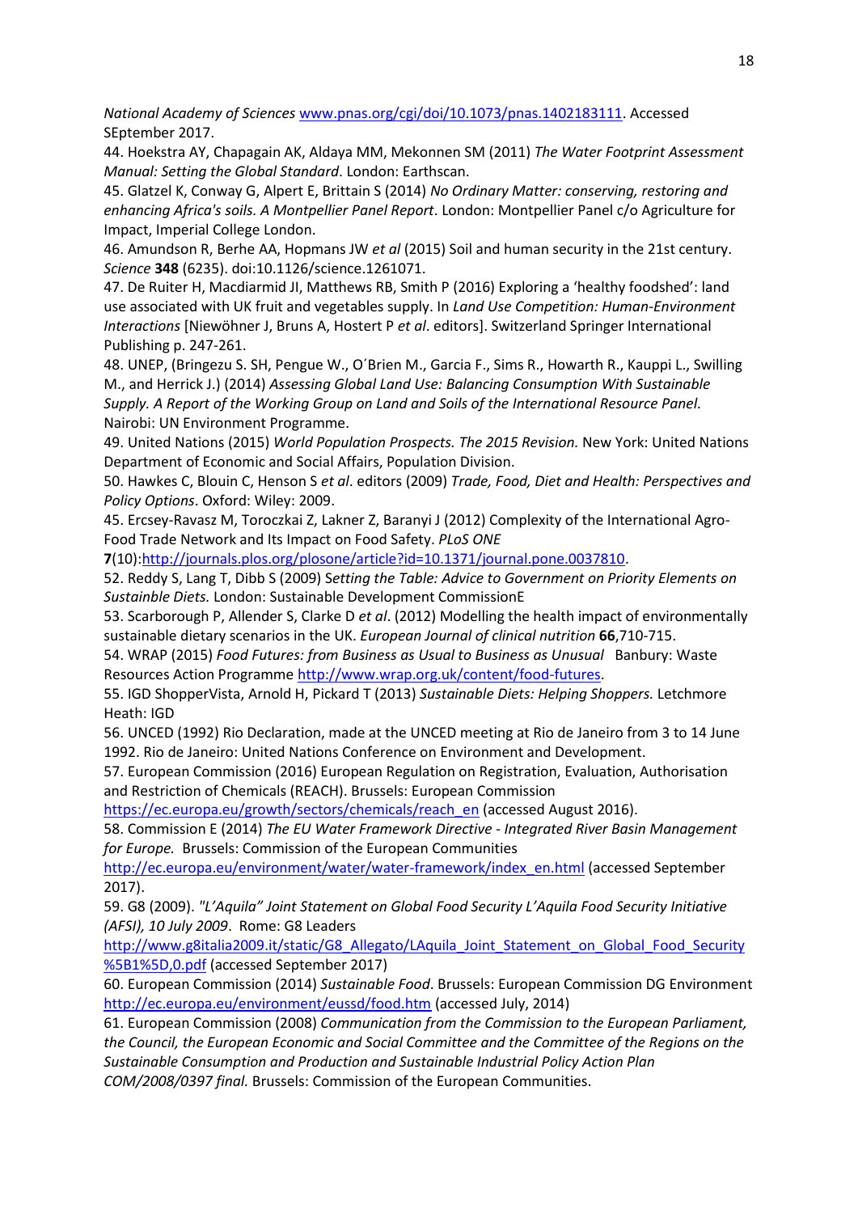*National Academy of Sciences* www.pnas.org/cgi/doi/10.1073/pnas.1402183111. Accessed SEptember 2017.

44. Hoekstra AY, Chapagain AK, Aldaya MM, Mekonnen SM (2011) *The Water Footprint Assessment Manual: Setting the Global Standard*. London: Earthscan.

45. Glatzel K, Conway G, Alpert E, Brittain S (2014) *No Ordinary Matter: conserving, restoring and enhancing Africa's soils. A Montpellier Panel Report*. London: Montpellier Panel c/o Agriculture for Impact, Imperial College London.

46. Amundson R, Berhe AA, Hopmans JW *et al* (2015) Soil and human security in the 21st century. *Science* **348** (6235). doi:10.1126/science.1261071.

47. De Ruiter H, Macdiarmid JI, Matthews RB, Smith P (2016) Exploring a 'healthy foodshed': land use associated with UK fruit and vegetables supply. In *Land Use Competition: Human-Environment Interactions* [Niewöhner J, Bruns A, Hostert P *et al*. editors]. Switzerland Springer International Publishing p. 247-261.

48. UNEP, (Bringezu S. SH, Pengue W., O´Brien M., Garcia F., Sims R., Howarth R., Kauppi L., Swilling M., and Herrick J.) (2014) *Assessing Global Land Use: Balancing Consumption With Sustainable Supply. A Report of the Working Group on Land and Soils of the International Resource Panel.* Nairobi: UN Environment Programme.

49. United Nations (2015) *World Population Prospects. The 2015 Revision.* New York: United Nations Department of Economic and Social Affairs, Population Division.

50. Hawkes C, Blouin C, Henson S *et al*. editors (2009) *Trade, Food, Diet and Health: Perspectives and Policy Options*. Oxford: Wiley: 2009.

45. Ercsey-Ravasz M, Toroczkai Z, Lakner Z, Baranyi J (2012) Complexity of the International Agro-Food Trade Network and Its Impact on Food Safety. *PLoS ONE* **7**(10):http://journals.plos.org/plosone/article?id=10.1371/journal.pone.0037810.

52. Reddy S, Lang T, Dibb S (2009) *Setting the Table: Advice to Government on Priority Elements on Sustainble Diets.* London: Sustainable Development CommissionE

53. Scarborough P, Allender S, Clarke D *et al*. (2012) Modelling the health impact of environmentally sustainable dietary scenarios in the UK. *European Journal of clinical nutrition* **66**,710-715.

54. WRAP (2015) *Food Futures: from Business as Usual to Business as Unusual* Banbury: Waste Resources Action Programme http://www.wrap.org.uk/content/food-futures.

55. IGD ShopperVista, Arnold H, Pickard T (2013) *Sustainable Diets: Helping Shoppers.* Letchmore Heath: IGD

56. UNCED (1992) Rio Declaration, made at the UNCED meeting at Rio de Janeiro from 3 to 14 June 1992. Rio de Janeiro: United Nations Conference on Environment and Development.

57. European Commission (2016) European Regulation on Registration, Evaluation, Authorisation and Restriction of Chemicals (REACH). Brussels: European Commission https://ec.europa.eu/growth/sectors/chemicals/reach_en (accessed August 2016).

58. Commission E (2014) *The EU Water Framework Directive - Integrated River Basin Management for Europe.* Brussels: Commission of the European Communities http://ec.europa.eu/environment/water/water-framework/index_en.html (accessed September 2017).

59. G8 (2009). *"L'Aquila" Joint Statement on Global Food Security L'Aquila Food Security Initiative (AFSI), 10 July 2009*. Rome: G8 Leaders http://www.g8italia2009.it/static/G8_Allegato/LAquila_Joint_Statement_on_Global_Food_Security%5B1%5D,0.pdf (accessed September 2017)

60. European Commission (2014) *Sustainable Food*. Brussels: European Commission DG Environment http://ec.europa.eu/environment/eussd/food.htm (accessed July, 2014)

61. European Commission (2008) *Communication from the Commission to the European Parliament, the Council, the European Economic and Social Committee and the Committee of the Regions on the Sustainable Consumption and Production and Sustainable Industrial Policy Action Plan COM/2008/0397 final.* Brussels: Commission of the European Communities.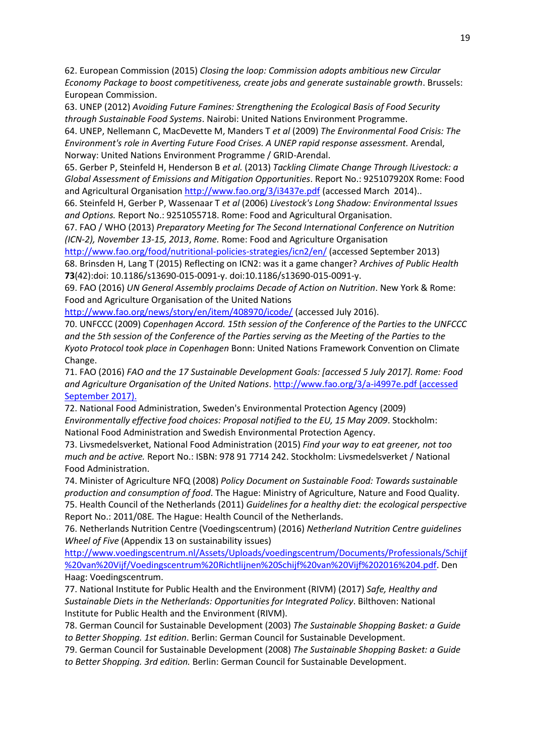62. European Commission (2015) *Closing the loop: Commission adopts ambitious new Circular Economy Package to boost competitiveness, create jobs and generate sustainable growth*. Brussels: European Commission.

63. UNEP (2012) *Avoiding Future Famines: Strengthening the Ecological Basis of Food Security through Sustainable Food Systems*. Nairobi: United Nations Environment Programme.

64. UNEP, Nellemann C, MacDevette M, Manders T *et al* (2009) *The Environmental Food Crisis: The Environment's role in Averting Future Food Crises. A UNEP rapid response assessment.* Arendal, Norway: United Nations Environment Programme / GRID-Arendal.

65. Gerber P, Steinfeld H, Henderson B *et al.* (2013) *Tackling Climate Change Through lLivestock: a Global Assessment of Emissions and Mitigation Opportunities*. Report No.: 925107920X Rome: Food and Agricultural Organisation http://www.fao.org/3/i3437e.pdf (accessed March 2014)..

66. Steinfeld H, Gerber P, Wassenaar T *et al* (2006) *Livestock's Long Shadow: Environmental Issues and Options.* Report No.: 9251055718. Rome: Food and Agricultural Organisation.

67. FAO / WHO (2013) *Preparatory Meeting for The Second International Conference on Nutrition (ICN-2), November 13-15, 2013*, *Rome.* Rome: Food and Agriculture Organisation http://www.fao.org/food/nutritional-policies-strategies/icn2/en/ (accessed September 2013)

68. Brinsden H, Lang T (2015) Reflecting on ICN2: was it a game changer? *Archives of Public Health* **73**(42):doi: 10.1186/s13690-015-0091-y. doi:10.1186/s13690-015-0091-y.

69. FAO (2016) *UN General Assembly proclaims Decade of Action on Nutrition*. New York & Rome: Food and Agriculture Organisation of the United Nations http://www.fao.org/news/story/en/item/408970/icode/ (accessed July 2016).

70. UNFCCC (2009) *Copenhagen Accord. 15th session of the Conference of the Parties to the UNFCCC and the 5th session of the Conference of the Parties serving as the Meeting of the Parties to the Kyoto Protocol took place in Copenhagen* Bonn: United Nations Framework Convention on Climate Change.

71. FAO (2016) *FAO and the 17 Sustainable Development Goals: [accessed 5 July 2017]. Rome: Food and Agriculture Organisation of the United Nations*. http://www.fao.org/3/a-i4997e.pdf (accessed September 2017).

72. National Food Administration, Sweden's Environmental Protection Agency (2009) *Environmentally effective food choices: Proposal notified to the EU, 15 May 2009*. Stockholm: National Food Administration and Swedish Environmental Protection Agency.

73. Livsmedelsverket, National Food Administration (2015) *Find your way to eat greener, not too much and be active.* Report No.: ISBN: 978 91 7714 242. Stockholm: Livsmedelsverket / National Food Administration.

74. Minister of Agriculture NFQ (2008) *Policy Document on Sustainable Food: Towards sustainable production and consumption of food*. The Hague: Ministry of Agriculture, Nature and Food Quality.

75. Health Council of the Netherlands (2011) *Guidelines for a healthy diet: the ecological perspective* Report No.: 2011/08E*.* The Hague: Health Council of the Netherlands.

76. Netherlands Nutrition Centre (Voedingscentrum) (2016) *Netherland Nutrition Centre guidelines Wheel of Five* (Appendix 13 on sustainability issues) http://www.voedingscentrum.nl/Assets/Uploads/voedingscentrum/Documents/Professionals/Schijf%20van%20Vijf/Voedingscentrum%20Richtlijnen%20Schijf%20van%20Vijf%202016%204.pdf. Den Haag: Voedingscentrum.

77. National Institute for Public Health and the Environment (RIVM) (2017) *Safe, Healthy and Sustainable Diets in the Netherlands: Opportunities for Integrated Policy*. Bilthoven: National Institute for Public Health and the Environment (RIVM).

78. German Council for Sustainable Development (2003) *The Sustainable Shopping Basket: a Guide to Better Shopping. 1st edition*. Berlin: German Council for Sustainable Development.

79. German Council for Sustainable Development (2008) *The Sustainable Shopping Basket: a Guide to Better Shopping. 3rd edition.* Berlin: German Council for Sustainable Development.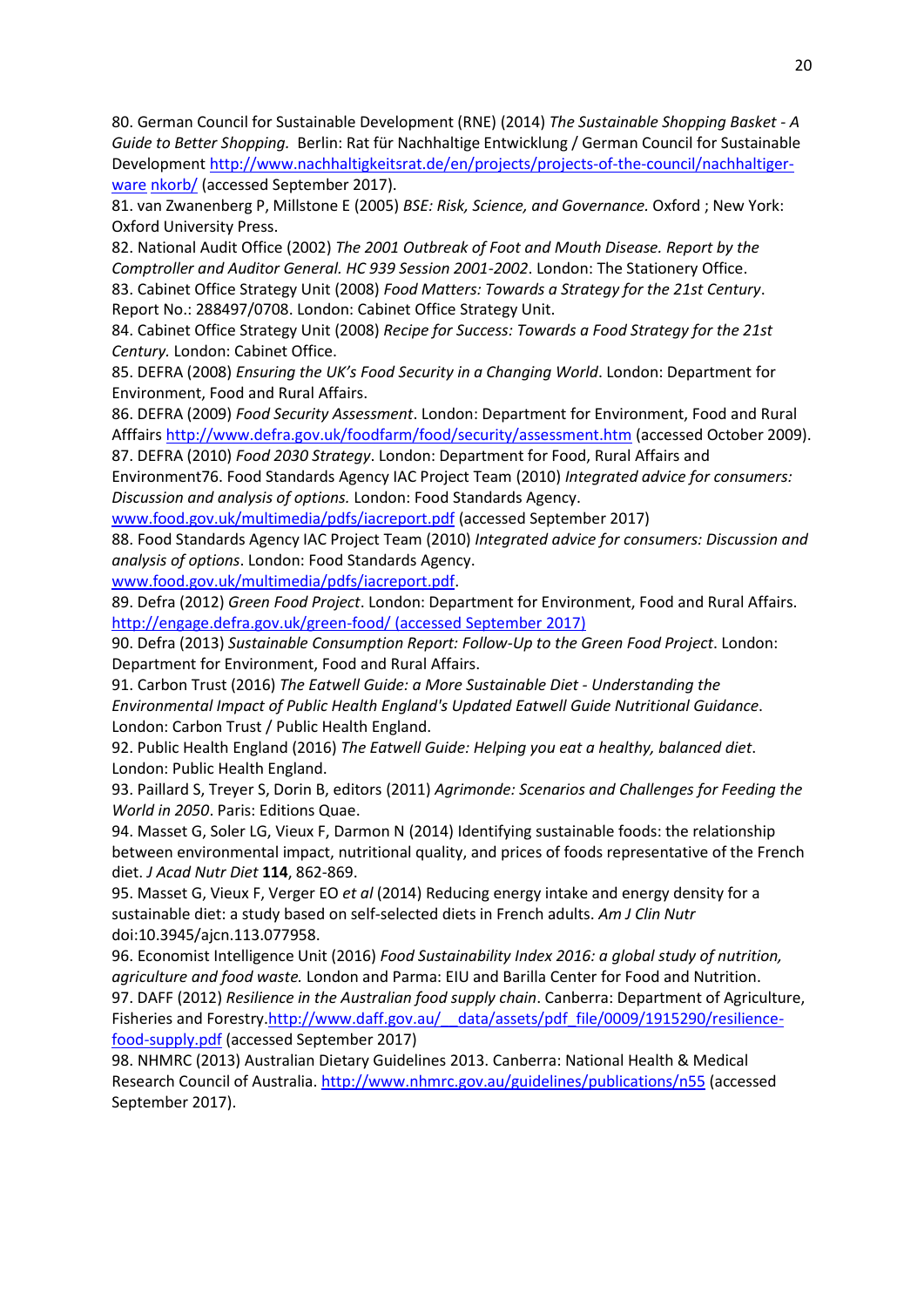80. German Council for Sustainable Development (RNE) (2014) *The Sustainable Shopping Basket - A Guide to Better Shopping.* Berlin: Rat für Nachhaltige Entwicklung / German Council for Sustainable Development http://www.nachhaltigkeitsrat.de/en/projects/projects-of-the-council/nachhaltiger-ware nkorb/ (accessed September 2017).

81. van Zwanenberg P, Millstone E (2005) *BSE: Risk, Science, and Governance.* Oxford ; New York: Oxford University Press.

82. National Audit Office (2002) *The 2001 Outbreak of Foot and Mouth Disease. Report by the Comptroller and Auditor General. HC 939 Session 2001-2002*. London: The Stationery Office.

83. Cabinet Office Strategy Unit (2008) *Food Matters: Towards a Strategy for the 21st Century*. Report No.: 288497/0708. London: Cabinet Office Strategy Unit.

84. Cabinet Office Strategy Unit (2008) *Recipe for Success: Towards a Food Strategy for the 21st Century.* London: Cabinet Office.

85. DEFRA (2008) *Ensuring the UK's Food Security in a Changing World*. London: Department for Environment, Food and Rural Affairs.

86. DEFRA (2009) *Food Security Assessment*. London: Department for Environment, Food and Rural Afffairs http://www.defra.gov.uk/foodfarm/food/security/assessment.htm (accessed October 2009).

87. DEFRA (2010) *Food 2030 Strategy*. London: Department for Food, Rural Affairs and Environment76. Food Standards Agency IAC Project Team (2010) *Integrated advice for consumers: Discussion and analysis of options.* London: Food Standards Agency. www.food.gov.uk/multimedia/pdfs/iacreport.pdf (accessed September 2017)

88. Food Standards Agency IAC Project Team (2010) *Integrated advice for consumers: Discussion and analysis of options*. London: Food Standards Agency. www.food.gov.uk/multimedia/pdfs/iacreport.pdf.

89. Defra (2012) *Green Food Project*. London: Department for Environment, Food and Rural Affairs. http://engage.defra.gov.uk/green-food/ (accessed September 2017)

90. Defra (2013) *Sustainable Consumption Report: Follow-Up to the Green Food Project*. London: Department for Environment, Food and Rural Affairs.

91. Carbon Trust (2016) *The Eatwell Guide: a More Sustainable Diet - Understanding the Environmental Impact of Public Health England's Updated Eatwell Guide Nutritional Guidance*. London: Carbon Trust / Public Health England.

92. Public Health England (2016) *The Eatwell Guide: Helping you eat a healthy, balanced diet*. London: Public Health England.

93. Paillard S, Treyer S, Dorin B, editors (2011) *Agrimonde: Scenarios and Challenges for Feeding the World in 2050*. Paris: Editions Quae.

94. Masset G, Soler LG, Vieux F, Darmon N (2014) Identifying sustainable foods: the relationship between environmental impact, nutritional quality, and prices of foods representative of the French diet. *J Acad Nutr Diet* **114**, 862-869.

95. Masset G, Vieux F, Verger EO *et al* (2014) Reducing energy intake and energy density for a sustainable diet: a study based on self-selected diets in French adults. *Am J Clin Nutr* doi:10.3945/ajcn.113.077958.

96. Economist Intelligence Unit (2016) *Food Sustainability Index 2016: a global study of nutrition, agriculture and food waste.* London and Parma: EIU and Barilla Center for Food and Nutrition.

97. DAFF (2012) *Resilience in the Australian food supply chain*. Canberra: Department of Agriculture, Fisheries and Forestry.http://www.daff.gov.au/__data/assets/pdf_file/0009/1915290/resilience-food-supply.pdf (accessed September 2017)

98. NHMRC (2013) Australian Dietary Guidelines 2013. Canberra: National Health & Medical Research Council of Australia. http://www.nhmrc.gov.au/guidelines/publications/n55 (accessed September 2017).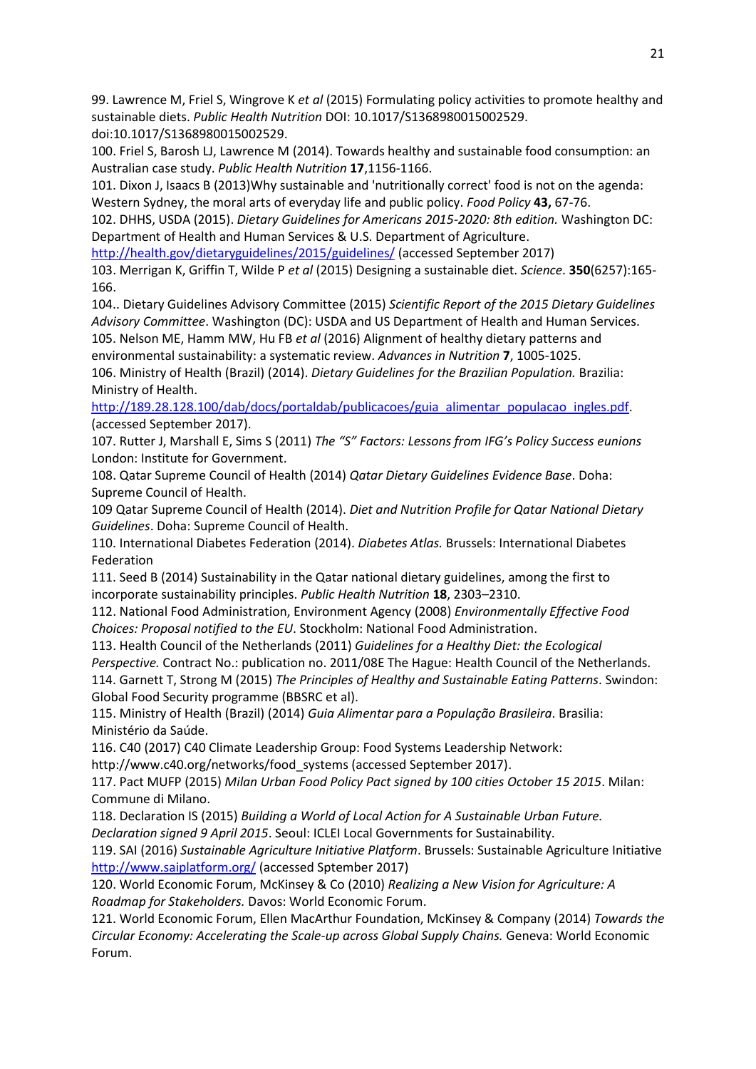99. Lawrence M, Friel S, Wingrove K *et al* (2015) Formulating policy activities to promote healthy and sustainable diets. *Public Health Nutrition* DOI: 10.1017/S1368980015002529. doi:10.1017/S1368980015002529.

100. Friel S, Barosh LJ, Lawrence M (2014). Towards healthy and sustainable food consumption: an Australian case study. *Public Health Nutrition* **17**,1156-1166.

101. Dixon J, Isaacs B (2013)Why sustainable and 'nutritionally correct' food is not on the agenda: Western Sydney, the moral arts of everyday life and public policy. *Food Policy* **43,** 67-76.

102. DHHS, USDA (2015). *Dietary Guidelines for Americans 2015-2020: 8th edition.* Washington DC: Department of Health and Human Services & U.S. Department of Agriculture. http://health.gov/dietaryguidelines/2015/guidelines/ (accessed September 2017)

103. Merrigan K, Griffin T, Wilde P *et al* (2015) Designing a sustainable diet. *Science*. **350**(6257):165-166.

104.. Dietary Guidelines Advisory Committee (2015) *Scientific Report of the 2015 Dietary Guidelines Advisory Committee*. Washington (DC): USDA and US Department of Health and Human Services.

105. Nelson ME, Hamm MW, Hu FB *et al* (2016) Alignment of healthy dietary patterns and environmental sustainability: a systematic review. *Advances in Nutrition* **7**, 1005-1025.

106. Ministry of Health (Brazil) (2014). *Dietary Guidelines for the Brazilian Population.* Brazilia: Ministry of Health. http://189.28.128.100/dab/docs/portaldab/publicacoes/guia_alimentar_populacao_ingles.pdf. (accessed September 2017).

107. Rutter J, Marshall E, Sims S (2011) *The "S" Factors: Lessons from IFG's Policy Success eunions* London: Institute for Government.

108. Qatar Supreme Council of Health (2014) *Qatar Dietary Guidelines Evidence Base*. Doha: Supreme Council of Health.

109 Qatar Supreme Council of Health (2014). *Diet and Nutrition Profile for Qatar National Dietary Guidelines*. Doha: Supreme Council of Health.

110. International Diabetes Federation (2014). *Diabetes Atlas.* Brussels: International Diabetes Federation

111. Seed B (2014) Sustainability in the Qatar national dietary guidelines, among the first to incorporate sustainability principles. *Public Health Nutrition* **18**, 2303–2310.

112. National Food Administration, Environment Agency (2008) *Environmentally Effective Food Choices: Proposal notified to the EU*. Stockholm: National Food Administration.

113. Health Council of the Netherlands (2011) *Guidelines for a Healthy Diet: the Ecological Perspective.* Contract No.: publication no. 2011/08E The Hague: Health Council of the Netherlands.

114. Garnett T, Strong M (2015) *The Principles of Healthy and Sustainable Eating Patterns*. Swindon: Global Food Security programme (BBSRC et al).

115. Ministry of Health (Brazil) (2014) *Guia Alimentar para a População Brasileira*. Brasilia: Ministério da Saúde.

116. C40 (2017) C40 Climate Leadership Group: Food Systems Leadership Network: http://www.c40.org/networks/food_systems (accessed September 2017).

117. Pact MUFP (2015) *Milan Urban Food Policy Pact signed by 100 cities October 15 2015*. Milan: Commune di Milano.

118. Declaration IS (2015) *Building a World of Local Action for A Sustainable Urban Future. Declaration signed 9 April 2015*. Seoul: ICLEI Local Governments for Sustainability.

119. SAI (2016) *Sustainable Agriculture Initiative Platform*. Brussels: Sustainable Agriculture Initiative http://www.saiplatform.org/ (accessed Sptember 2017)

120. World Economic Forum, McKinsey & Co (2010) *Realizing a New Vision for Agriculture: A Roadmap for Stakeholders.* Davos: World Economic Forum.

121. World Economic Forum, Ellen MacArthur Foundation, McKinsey & Company (2014) *Towards the Circular Economy: Accelerating the Scale-up across Global Supply Chains.* Geneva: World Economic Forum.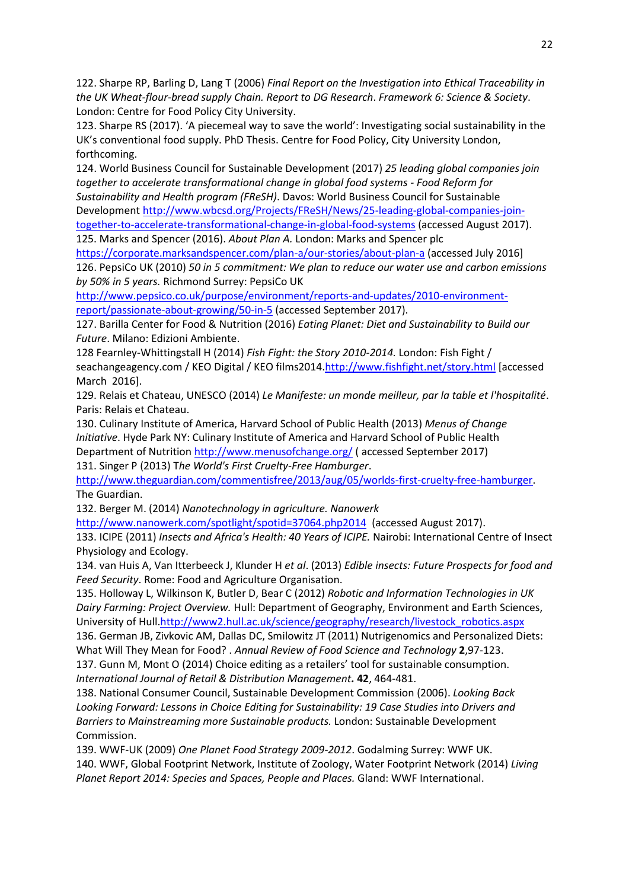122. Sharpe RP, Barling D, Lang T (2006) *Final Report on the Investigation into Ethical Traceability in the UK Wheat-flour-bread supply Chain. Report to DG Research*. *Framework 6: Science & Society*. London: Centre for Food Policy City University.

123. Sharpe RS (2017). 'A piecemeal way to save the world': Investigating social sustainability in the UK's conventional food supply. PhD Thesis. Centre for Food Policy, City University London, forthcoming.

124. World Business Council for Sustainable Development (2017) *25 leading global companies join together to accelerate transformational change in global food systems - Food Reform for Sustainability and Health program (FReSH)*. Davos: World Business Council for Sustainable Development http://www.wbcsd.org/Projects/FReSH/News/25-leading-global-companies-join-together-to-accelerate-transformational-change-in-global-food-systems (accessed August 2017).

125. Marks and Spencer (2016). *About Plan A.* London: Marks and Spencer plc https://corporate.marksandspencer.com/plan-a/our-stories/about-plan-a [accessed July 2016]

126. PepsiCo UK (2010) *50 in 5 commitment: We plan to reduce our water use and carbon emissions by 50% in 5 years.* Richmond Surrey: PepsiCo UK http://www.pepsico.co.uk/purpose/environment/reports-and-updates/2010-environment-report/passionate-about-growing/50-in-5 (accessed September 2017).

127. Barilla Center for Food & Nutrition (2016) *Eating Planet: Diet and Sustainability to Build our Future*. Milano: Edizioni Ambiente.

128 Fearnley-Whittingstall H (2014) *Fish Fight: the Story 2010-2014.* London: Fish Fight / seachangeagency.com / KEO Digital / KEO films2014.http://www.fishfight.net/story.html [accessed March 2016].

129. Relais et Chateau, UNESCO (2014) *Le Manifeste: un monde meilleur, par la table et l'hospitalité*. Paris: Relais et Chateau.

130. Culinary Institute of America, Harvard School of Public Health (2013) *Menus of Change Initiative*. Hyde Park NY: Culinary Institute of America and Harvard School of Public Health Department of Nutrition http://www.menusofchange.org/ ( accessed September 2017)

131. Singer P (2013) T*he World's First Cruelty-Free Hamburger*. http://www.theguardian.com/commentisfree/2013/aug/05/worlds-first-cruelty-free-hamburger. The Guardian.

132. Berger M. (2014) *Nanotechnology in agriculture. Nanowerk* http://www.nanowerk.com/spotlight/spotid=37064.php2014 (accessed August 2017).

133. ICIPE (2011) *Insects and Africa's Health: 40 Years of ICIPE.* Nairobi: International Centre of Insect Physiology and Ecology.

134. van Huis A, Van Itterbeeck J, Klunder H *et al*. (2013) *Edible insects: Future Prospects for food and Feed Security*. Rome: Food and Agriculture Organisation.

135. Holloway L, Wilkinson K, Butler D, Bear C (2012) *Robotic and Information Technologies in UK Dairy Farming: Project Overview.* Hull: Department of Geography, Environment and Earth Sciences, University of Hull.http://www2.hull.ac.uk/science/geography/research/livestock_robotics.aspx

136. German JB, Zivkovic AM, Dallas DC, Smilowitz JT (2011) Nutrigenomics and Personalized Diets: What Will They Mean for Food? . *Annual Review of Food Science and Technology* **2**,97-123.

137. Gunn M, Mont O (2014) Choice editing as a retailers' tool for sustainable consumption. *International Journal of Retail & Distribution Management***. 42**, 464-481.

138. National Consumer Council, Sustainable Development Commission (2006). *Looking Back Looking Forward: Lessons in Choice Editing for Sustainability: 19 Case Studies into Drivers and Barriers to Mainstreaming more Sustainable products.* London: Sustainable Development Commission.

139. WWF-UK (2009) *One Planet Food Strategy 2009-2012*. Godalming Surrey: WWF UK.

140. WWF, Global Footprint Network, Institute of Zoology, Water Footprint Network (2014) *Living Planet Report 2014: Species and Spaces, People and Places.* Gland: WWF International.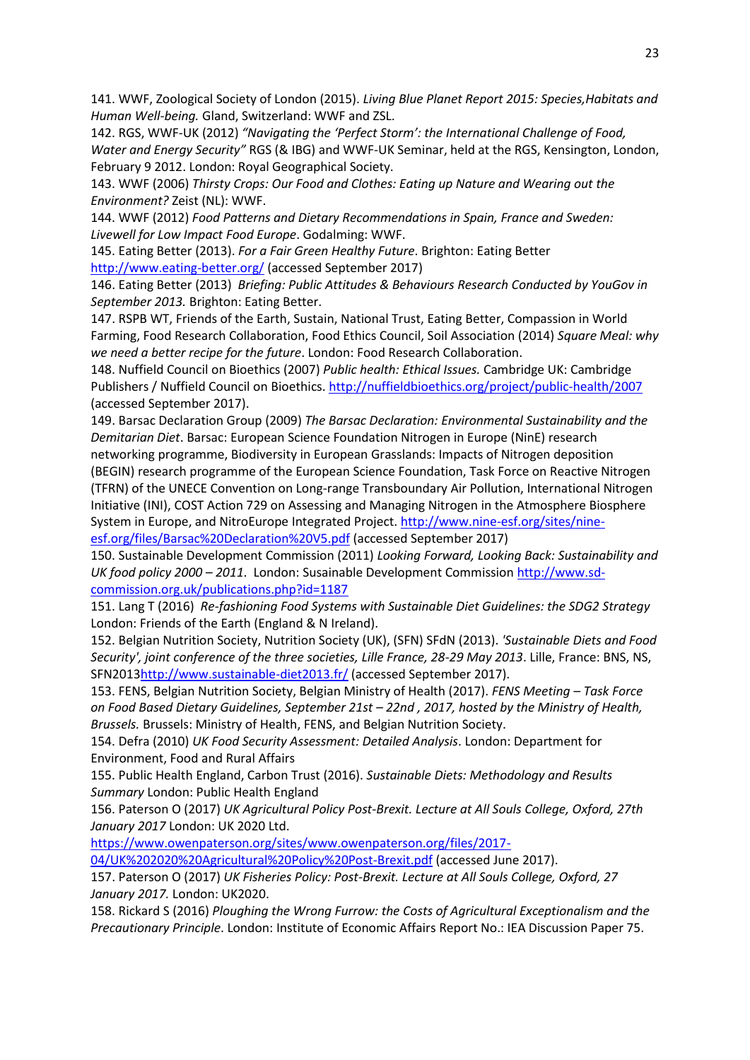141. WWF, Zoological Society of London (2015). *Living Blue Planet Report 2015: Species,Habitats and Human Well-being.* Gland, Switzerland: WWF and ZSL.
142. RGS, WWF-UK (2012) *"Navigating the 'Perfect Storm': the International Challenge of Food, Water and Energy Security"* RGS (& IBG) and WWF-UK Seminar, held at the RGS, Kensington, London, February 9 2012. London: Royal Geographical Society.
143. WWF (2006) *Thirsty Crops: Our Food and Clothes: Eating up Nature and Wearing out the Environment?* Zeist (NL): WWF.
144. WWF (2012) *Food Patterns and Dietary Recommendations in Spain, France and Sweden: Livewell for Low Impact Food Europe*. Godalming: WWF.
145. Eating Better (2013). *For a Fair Green Healthy Future*. Brighton: Eating Better http://www.eating-better.org/ (accessed September 2017)
146. Eating Better (2013) *Briefing: Public Attitudes & Behaviours Research Conducted by YouGov in September 2013.* Brighton: Eating Better.
147. RSPB WT, Friends of the Earth, Sustain, National Trust, Eating Better, Compassion in World Farming, Food Research Collaboration, Food Ethics Council, Soil Association (2014) *Square Meal: why we need a better recipe for the future*. London: Food Research Collaboration.
148. Nuffield Council on Bioethics (2007) *Public health: Ethical Issues.* Cambridge UK: Cambridge Publishers / Nuffield Council on Bioethics. http://nuffieldbioethics.org/project/public-health/2007 (accessed September 2017).
149. Barsac Declaration Group (2009) *The Barsac Declaration: Environmental Sustainability and the Demitarian Diet*. Barsac: European Science Foundation Nitrogen in Europe (NinE) research networking programme, Biodiversity in European Grasslands: Impacts of Nitrogen deposition (BEGIN) research programme of the European Science Foundation, Task Force on Reactive Nitrogen (TFRN) of the UNECE Convention on Long-range Transboundary Air Pollution, International Nitrogen Initiative (INI), COST Action 729 on Assessing and Managing Nitrogen in the Atmosphere Biosphere System in Europe, and NitroEurope Integrated Project. http://www.nine-esf.org/sites/nine-esf.org/files/Barsac%20Declaration%20V5.pdf (accessed September 2017)
150. Sustainable Development Commission (2011) *Looking Forward, Looking Back: Sustainability and UK food policy 2000 – 2011*. London: Susainable Development Commission http://www.sd-commission.org.uk/publications.php?id=1187
151. Lang T (2016) *Re-fashioning Food Systems with Sustainable Diet Guidelines: the SDG2 Strategy* London: Friends of the Earth (England & N Ireland).
152. Belgian Nutrition Society, Nutrition Society (UK), (SFN) SFdN (2013). *'Sustainable Diets and Food Security', joint conference of the three societies, Lille France, 28-29 May 2013*. Lille, France: BNS, NS, SFN2013http://www.sustainable-diet2013.fr/ (accessed September 2017).
153. FENS, Belgian Nutrition Society, Belgian Ministry of Health (2017). *FENS Meeting – Task Force on Food Based Dietary Guidelines, September 21st – 22nd , 2017, hosted by the Ministry of Health, Brussels.* Brussels: Ministry of Health, FENS, and Belgian Nutrition Society.
154. Defra (2010) *UK Food Security Assessment: Detailed Analysis*. London: Department for Environment, Food and Rural Affairs
155. Public Health England, Carbon Trust (2016). *Sustainable Diets: Methodology and Results Summary* London: Public Health England
156. Paterson O (2017) *UK Agricultural Policy Post-Brexit. Lecture at All Souls College, Oxford, 27th January 2017* London: UK 2020 Ltd. https://www.owenpaterson.org/sites/www.owenpaterson.org/files/2017-04/UK%202020%20Agricultural%20Policy%20Post-Brexit.pdf (accessed June 2017).
157. Paterson O (2017) *UK Fisheries Policy: Post-Brexit. Lecture at All Souls College, Oxford, 27 January 2017.* London: UK2020.
158. Rickard S (2016) *Ploughing the Wrong Furrow: the Costs of Agricultural Exceptionalism and the Precautionary Principle*. London: Institute of Economic Affairs Report No.: IEA Discussion Paper 75.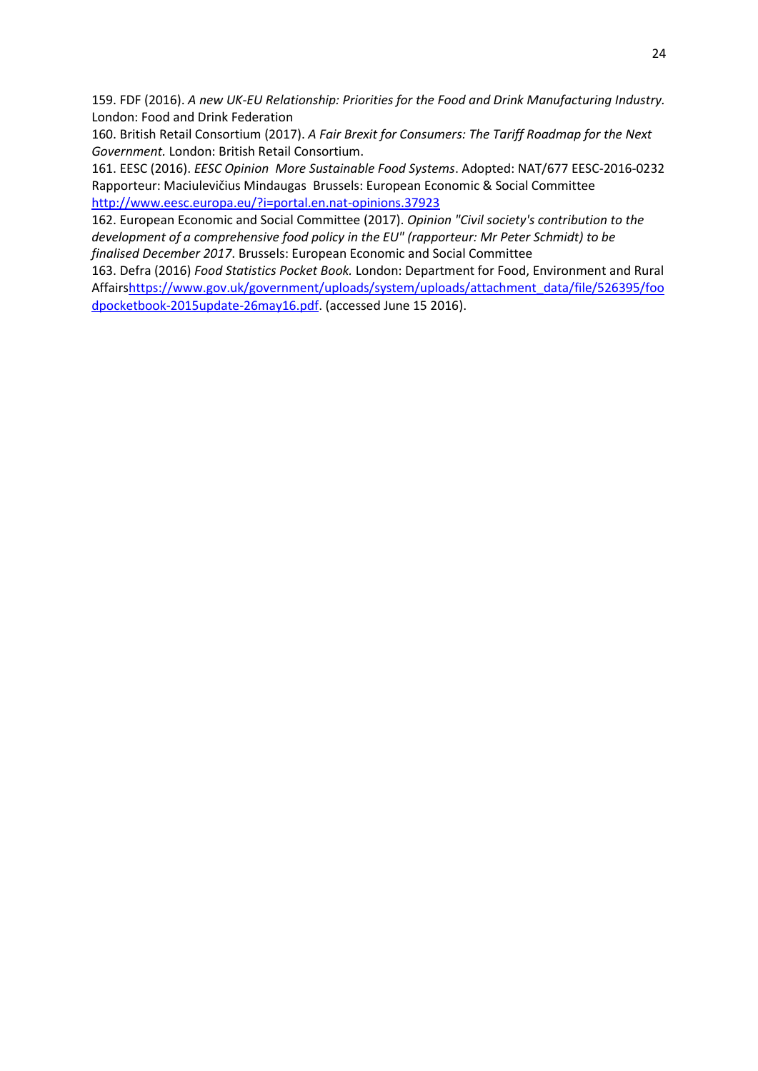159. FDF (2016). *A new UK-EU Relationship: Priorities for the Food and Drink Manufacturing Industry.* London: Food and Drink Federation

160. British Retail Consortium (2017). *A Fair Brexit for Consumers: The Tariff Roadmap for the Next Government.* London: British Retail Consortium.

161. EESC (2016). *EESC Opinion More Sustainable Food Systems*. Adopted: NAT/677 EESC-2016-0232 Rapporteur: Maciulevičius Mindaugas Brussels: European Economic & Social Committee http://www.eesc.europa.eu/?i=portal.en.nat-opinions.37923

162. European Economic and Social Committee (2017). *Opinion "Civil society's contribution to the development of a comprehensive food policy in the EU" (rapporteur: Mr Peter Schmidt) to be finalised December 2017.* Brussels: European Economic and Social Committee

163. Defra (2016) *Food Statistics Pocket Book.* London: Department for Food, Environment and Rural Affairshttps://www.gov.uk/government/uploads/system/uploads/attachment_data/file/526395/foodpocketbook-2015update-26may16.pdf. (accessed June 15 2016).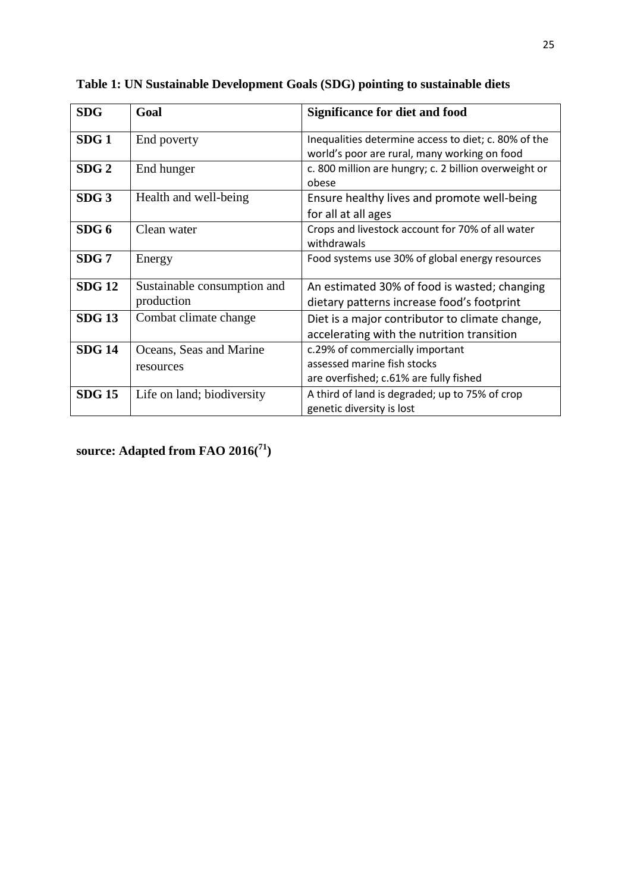**Table 1: UN Sustainable Development Goals (SDG) pointing to sustainable diets**

| SDG | Goal | Significance for diet and food |
| --- | --- | --- |
| **SDG 1** | End poverty | Inequalities determine access to diet; c. 80% of the world's poor are rural, many working on food |
| **SDG 2** | End hunger | c. 800 million are hungry; c. 2 billion overweight or obese |
| **SDG 3** | Health and well-being | Ensure healthy lives and promote well-being for all at all ages |
| **SDG 6** | Clean water | Crops and livestock account for 70% of all water withdrawals |
| **SDG 7** | Energy | Food systems use 30% of global energy resources |
| **SDG 12** | Sustainable consumption and production | An estimated 30% of food is wasted; changing dietary patterns increase food's footprint |
| **SDG 13** | Combat climate change | Diet is a major contributor to climate change, accelerating with the nutrition transition |
| **SDG 14** | Oceans, Seas and Marine resources | c.29% of commercially important assessed marine fish stocks are overfished; c.61% are fully fished |
| **SDG 15** | Life on land; biodiversity | A third of land is degraded; up to 75% of crop genetic diversity is lost |

**source: Adapted from FAO 2016([71])**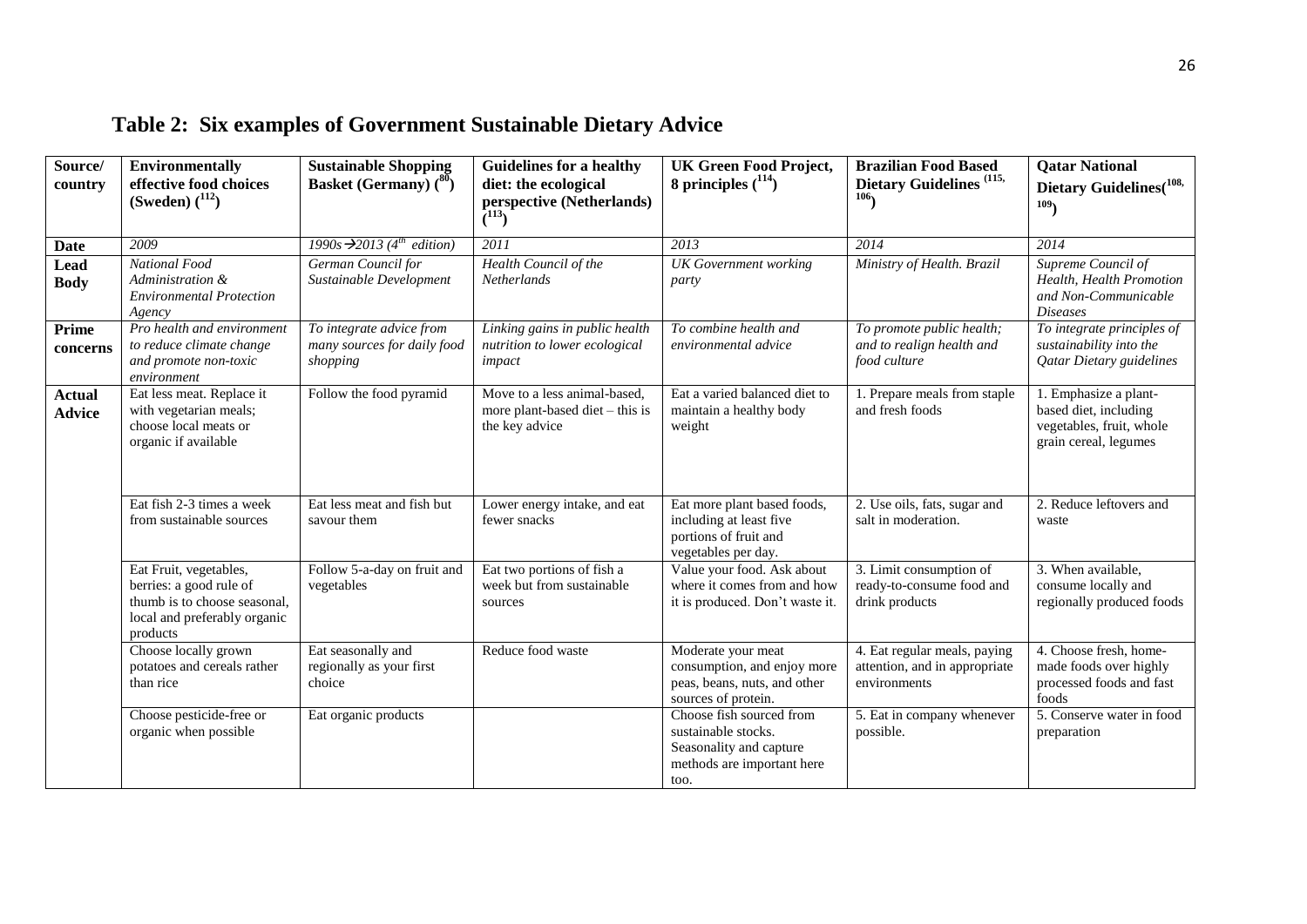## Table 2: Six examples of Government Sustainable Dietary Advice

| Source/ country | Environmentally effective food choices (Sweden) ([112]) | Sustainable Shopping Basket (Germany) ([80]) | Guidelines for a healthy diet: the ecological perspective (Netherlands) ([113]) | UK Green Food Project, 8 principles ([114]) | Brazilian Food Based Dietary Guidelines ([115, 106]) | Qatar National Dietary Guidelines([108, 109]) |
|---|---|---|---|---|---|---|
| **Date** | *2009* | *1990s→2013 (4th edition)* | *2011* | *2013* | *2014* | *2014* |
| **Lead Body** | *National Food Administration & Environmental Protection Agency* | *German Council for Sustainable Development* | *Health Council of the Netherlands* | *UK Government working party* | *Ministry of Health. Brazil* | *Supreme Council of Health, Health Promotion and Non-Communicable Diseases* |
| **Prime concerns** | *Pro health and environment to reduce climate change and promote non-toxic environment* | *To integrate advice from many sources for daily food shopping* | *Linking gains in public health nutrition to lower ecological impact* | *To combine health and environmental advice* | *To promote public health; and to realign health and food culture* | *To integrate principles of sustainability into the Qatar Dietary guidelines* |
| **Actual Advice** | Eat less meat. Replace it with vegetarian meals; choose local meats or organic if available | Follow the food pyramid | Move to a less animal-based, more plant-based diet – this is the key advice | Eat a varied balanced diet to maintain a healthy body weight | 1. Prepare meals from staple and fresh foods | 1. Emphasize a plant-based diet, including vegetables, fruit, whole grain cereal, legumes |
| | Eat fish 2-3 times a week from sustainable sources | Eat less meat and fish but savour them | Lower energy intake, and eat fewer snacks | Eat more plant based foods, including at least five portions of fruit and vegetables per day. | 2. Use oils, fats, sugar and salt in moderation. | 2. Reduce leftovers and waste |
| | Eat Fruit, vegetables, berries: a good rule of thumb is to choose seasonal, local and preferably organic products | Follow 5-a-day on fruit and vegetables | Eat two portions of fish a week but from sustainable sources | Value your food. Ask about where it comes from and how it is produced. Don't waste it. | 3. Limit consumption of ready-to-consume food and drink products | 3. When available, consume locally and regionally produced foods |
| | Choose locally grown potatoes and cereals rather than rice | Eat seasonally and regionally as your first choice | Reduce food waste | Moderate your meat consumption, and enjoy more peas, beans, nuts, and other sources of protein. | 4. Eat regular meals, paying attention, and in appropriate environments | 4. Choose fresh, home-made foods over highly processed foods and fast foods |
| | Choose pesticide-free or organic when possible | Eat organic products | | Choose fish sourced from sustainable stocks. Seasonality and capture methods are important here too. | 5. Eat in company whenever possible. | 5. Conserve water in food preparation |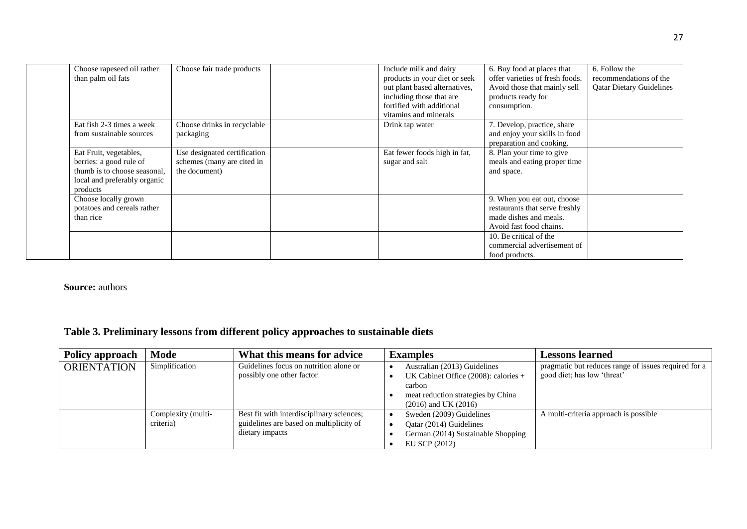| | | | | | | |
|---|---|---|---|---|---|---|
| | Choose rapeseed oil rather than palm oil fats | Choose fair trade products | | Include milk and dairy products in your diet or seek out plant based alternatives, including those that are fortified with additional vitamins and minerals | 6. Buy food at places that offer varieties of fresh foods. Avoid those that mainly sell products ready for consumption. | 6. Follow the recommendations of the Qatar Dietary Guidelines |
| | Eat fish 2-3 times a week from sustainable sources | Choose drinks in recyclable packaging | | Drink tap water | 7. Develop, practice, share and enjoy your skills in food preparation and cooking. | |
| | Eat Fruit, vegetables, berries: a good rule of thumb is to choose seasonal, local and preferably organic products | Use designated certification schemes (many are cited in the document) | | Eat fewer foods high in fat, sugar and salt | 8. Plan your time to give meals and eating proper time and space. | |
| | Choose locally grown potatoes and cereals rather than rice | | | | 9. When you eat out, choose restaurants that serve freshly made dishes and meals. Avoid fast food chains. | |
| | | | | | 10. Be critical of the commercial advertisement of food products. | |

**Source:** authors

## Table 3. Preliminary lessons from different policy approaches to sustainable diets

| Policy approach | Mode | What this means for advice | Examples | Lessons learned |
|---|---|---|---|---|
| ORIENTATION | Simplification | Guidelines focus on nutrition alone or possibly one other factor | • Australian (2013) Guidelines<br>• UK Cabinet Office (2008): calories + carbon<br>• meat reduction strategies by China (2016) and UK (2016) | pragmatic but reduces range of issues required for a good diet; has low 'threat' |
| | Complexity (multi-criteria) | Best fit with interdisciplinary sciences; guidelines are based on multiplicity of dietary impacts | • Sweden (2009) Guidelines<br>• Qatar (2014) Guidelines<br>• German (2014) Sustainable Shopping<br>• EU SCP (2012) | A multi-criteria approach is possible |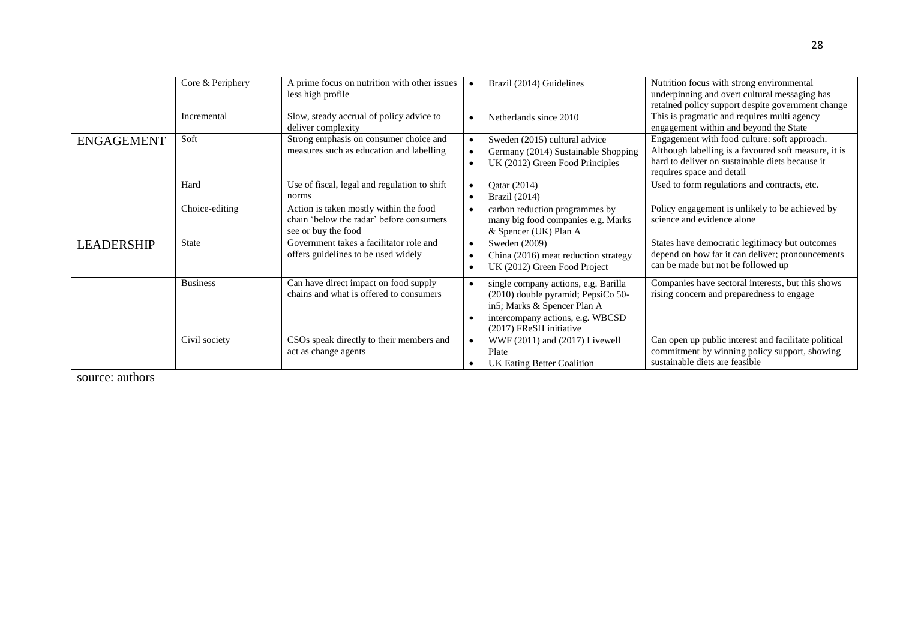| | | | | |
|---|---|---|---|---|
| | Core & Periphery | A prime focus on nutrition with other issues less high profile | • Brazil (2014) Guidelines | Nutrition focus with strong environmental underpinning and overt cultural messaging has retained policy support despite government change |
| | Incremental | Slow, steady accrual of policy advice to deliver complexity | • Netherlands since 2010 | This is pragmatic and requires multi agency engagement within and beyond the State |
| ENGAGEMENT | Soft | Strong emphasis on consumer choice and measures such as education and labelling | • Sweden (2015) cultural advice<br>• Germany (2014) Sustainable Shopping<br>• UK (2012) Green Food Principles | Engagement with food culture: soft approach. Although labelling is a favoured soft measure, it is hard to deliver on sustainable diets because it requires space and detail |
| | Hard | Use of fiscal, legal and regulation to shift norms | • Qatar (2014)<br>• Brazil (2014) | Used to form regulations and contracts, etc. |
| | Choice-editing | Action is taken mostly within the food chain 'below the radar' before consumers see or buy the food | • carbon reduction programmes by many big food companies e.g. Marks & Spencer (UK) Plan A | Policy engagement is unlikely to be achieved by science and evidence alone |
| LEADERSHIP | State | Government takes a facilitator role and offers guidelines to be used widely | • Sweden (2009)<br>• China (2016) meat reduction strategy<br>• UK (2012) Green Food Project | States have democratic legitimacy but outcomes depend on how far it can deliver; pronouncements can be made but not be followed up |
| | Business | Can have direct impact on food supply chains and what is offered to consumers | • single company actions, e.g. Barilla (2010) double pyramid; PepsiCo 50-in5; Marks & Spencer Plan A<br>• intercompany actions, e.g. WBCSD (2017) FReSH initiative | Companies have sectoral interests, but this shows rising concern and preparedness to engage |
| | Civil society | CSOs speak directly to their members and act as change agents | • WWF (2011) and (2017) Livewell Plate<br>• UK Eating Better Coalition | Can open up public interest and facilitate political commitment by winning policy support, showing sustainable diets are feasible |

source: authors